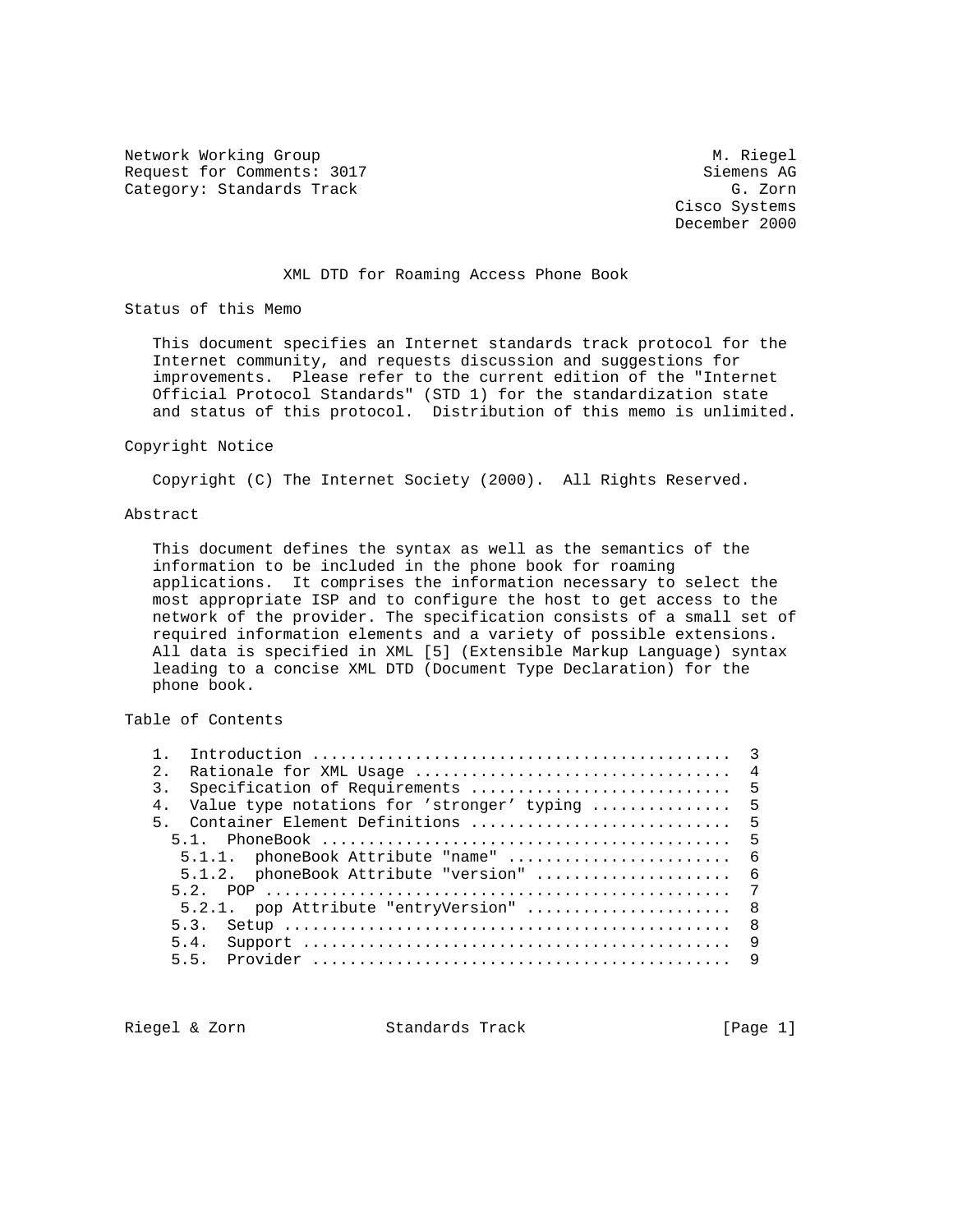Network Working Group M. Riegel
Request for Comments: 3017 Siemens AG
Category: Standards Track G. Zorn
Cisco Systems
December 2000

# XML DTD for Roaming Access Phone Book

## Status of this Memo

This document specifies an Internet standards track protocol for the Internet community, and requests discussion and suggestions for improvements. Please refer to the current edition of the "Internet Official Protocol Standards" (STD 1) for the standardization state and status of this protocol. Distribution of this memo is unlimited.

## Copyright Notice

Copyright (C) The Internet Society (2000). All Rights Reserved.

## Abstract

This document defines the syntax as well as the semantics of the information to be included in the phone book for roaming applications. It comprises the information necessary to select the most appropriate ISP and to configure the host to get access to the network of the provider. The specification consists of a small set of required information elements and a variety of possible extensions. All data is specified in XML [5] (Extensible Markup Language) syntax leading to a concise XML DTD (Document Type Declaration) for the phone book.

## Table of Contents

```
1.  Introduction ............................................  3
2.  Rationale for XML Usage .................................  4
3.  Specification of Requirements ...........................  5
4.  Value type notations for 'stronger' typing ..............  5
5.  Container Element Definitions ...........................  5
  5.1.  PhoneBook ...........................................  5
   5.1.1.  phoneBook Attribute "name" .......................  6
   5.1.2.  phoneBook Attribute "version" ....................  6
  5.2.  POP .................................................  7
   5.2.1.  pop Attribute "entryVersion" .....................  8
  5.3.  Setup ...............................................  8
  5.4.  Support .............................................  9
  5.5.  Provider ............................................  9
```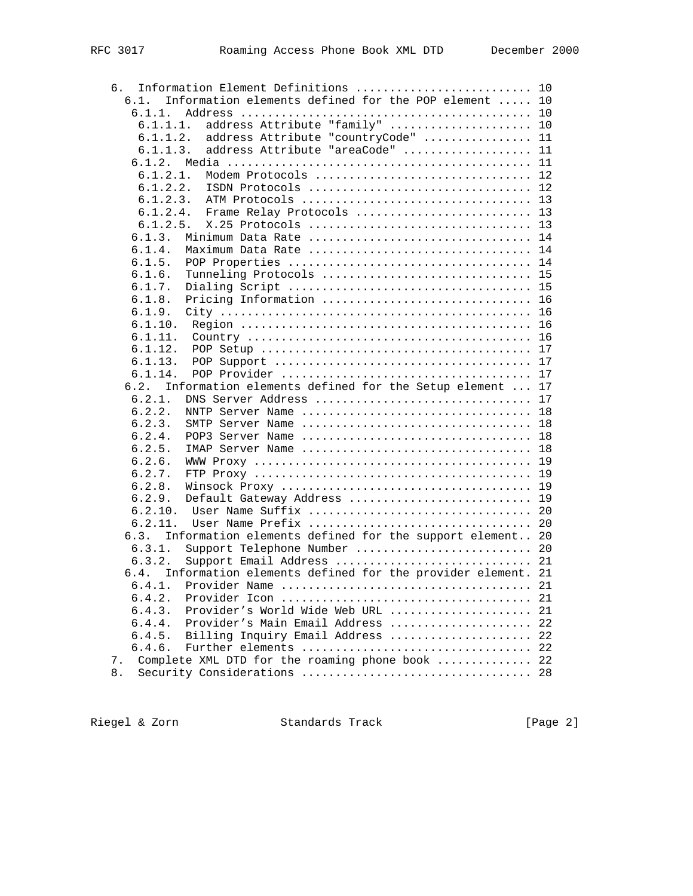```
   6.  Information Element Definitions .......................... 10
     6.1.  Information elements defined for the POP element ..... 10
      6.1.1.  Address ........................................... 10
       6.1.1.1.  address Attribute "family" ..................... 10
       6.1.1.2.  address Attribute "countryCode" ................ 11
       6.1.1.3.  address Attribute "areaCode" ................... 11
      6.1.2.  Media ............................................. 11
       6.1.2.1.  Modem Protocols ................................ 12
       6.1.2.2.  ISDN Protocols ................................. 12
       6.1.2.3.  ATM Protocols .................................. 13
       6.1.2.4.  Frame Relay Protocols .......................... 13
       6.1.2.5.  X.25 Protocols ................................. 13
      6.1.3.  Minimum Data Rate ................................. 14
      6.1.4.  Maximum Data Rate ................................. 14
      6.1.5.  POP Properties .................................... 14
      6.1.6.  Tunneling Protocols ............................... 15
      6.1.7.  Dialing Script .................................... 15
      6.1.8.  Pricing Information ............................... 16
      6.1.9.  City .............................................. 16
      6.1.10.  Region .......................................... 16
      6.1.11.  Country ......................................... 16
      6.1.12.  POP Setup ....................................... 17
      6.1.13.  POP Support ..................................... 17
      6.1.14.  POP Provider .................................... 17
     6.2.  Information elements defined for the Setup element ... 17
      6.2.1.  DNS Server Address ................................ 17
      6.2.2.  NNTP Server Name .................................. 18
      6.2.3.  SMTP Server Name .................................. 18
      6.2.4.  POP3 Server Name .................................. 18
      6.2.5.  IMAP Server Name .................................. 18
      6.2.6.  WWW Proxy ......................................... 19
      6.2.7.  FTP Proxy ......................................... 19
      6.2.8.  Winsock Proxy ..................................... 19
      6.2.9.  Default Gateway Address ........................... 19
      6.2.10.  User Name Suffix ................................. 20
      6.2.11.  User Name Prefix ................................. 20
     6.3.  Information elements defined for the support element.. 20
      6.3.1.  Support Telephone Number .......................... 20
      6.3.2.  Support Email Address ............................. 21
     6.4.  Information elements defined for the provider element. 21
      6.4.1.  Provider Name ..................................... 21
      6.4.2.  Provider Icon ..................................... 21
      6.4.3.  Provider's World Wide Web URL ..................... 21
      6.4.4.  Provider's Main Email Address ..................... 22
      6.4.5.  Billing Inquiry Email Address ..................... 22
      6.4.6.  Further elements .................................. 22
   7.  Complete XML DTD for the roaming phone book .............. 22
   8.  Security Considerations .................................. 28
```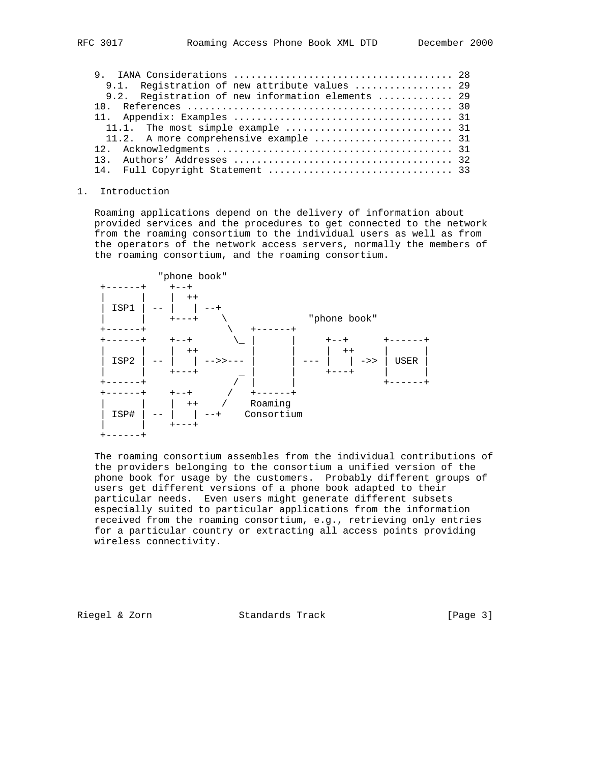```
   9.  IANA Considerations ..................................... 28
     9.1.  Registration of new attribute values ................ 29
     9.2.  Registration of new information elements ............ 29
   10.  References ............................................. 30
   11.  Appendix: Examples ..................................... 31
     11.1.  The most simple example ............................ 31
     11.2.  A more comprehensive example ....................... 31
   12.  Acknowledgments ........................................ 31
   13.  Authors' Addresses ..................................... 32
   14.  Full Copyright Statement ............................... 33
```

# 1. Introduction

Roaming applications depend on the delivery of information about provided services and the procedures to get connected to the network from the roaming consortium to the individual users as well as from the operators of the network access servers, normally the members of the roaming consortium, and the roaming consortium.

```
           "phone book"
  +------+    +--+
  |      |    |  ++
  | ISP1 | -- |   | --+
  |      |    +---+    \             "phone book"
  +------+              \   +------+
  +------+    +--+       \_ |      |     +--+      +------+
  |      |    |  ++         |      |     |  ++     |      |
  | ISP2 | -- |   | -->>--- |      | --- |   | ->> | USER |
  |      |    +---+       _ |      |     +---+     |      |
  +------+               /  |      |               +------+
  +------+    +--+      /   +------+
  |      |    |  ++    /    Roaming
  | ISP# | -- |   | --+    Consortium
  |      |    +---+
  +------+
```

The roaming consortium assembles from the individual contributions of the providers belonging to the consortium a unified version of the phone book for usage by the customers. Probably different groups of users get different versions of a phone book adapted to their particular needs. Even users might generate different subsets especially suited to particular applications from the information received from the roaming consortium, e.g., retrieving only entries for a particular country or extracting all access points providing wireless connectivity.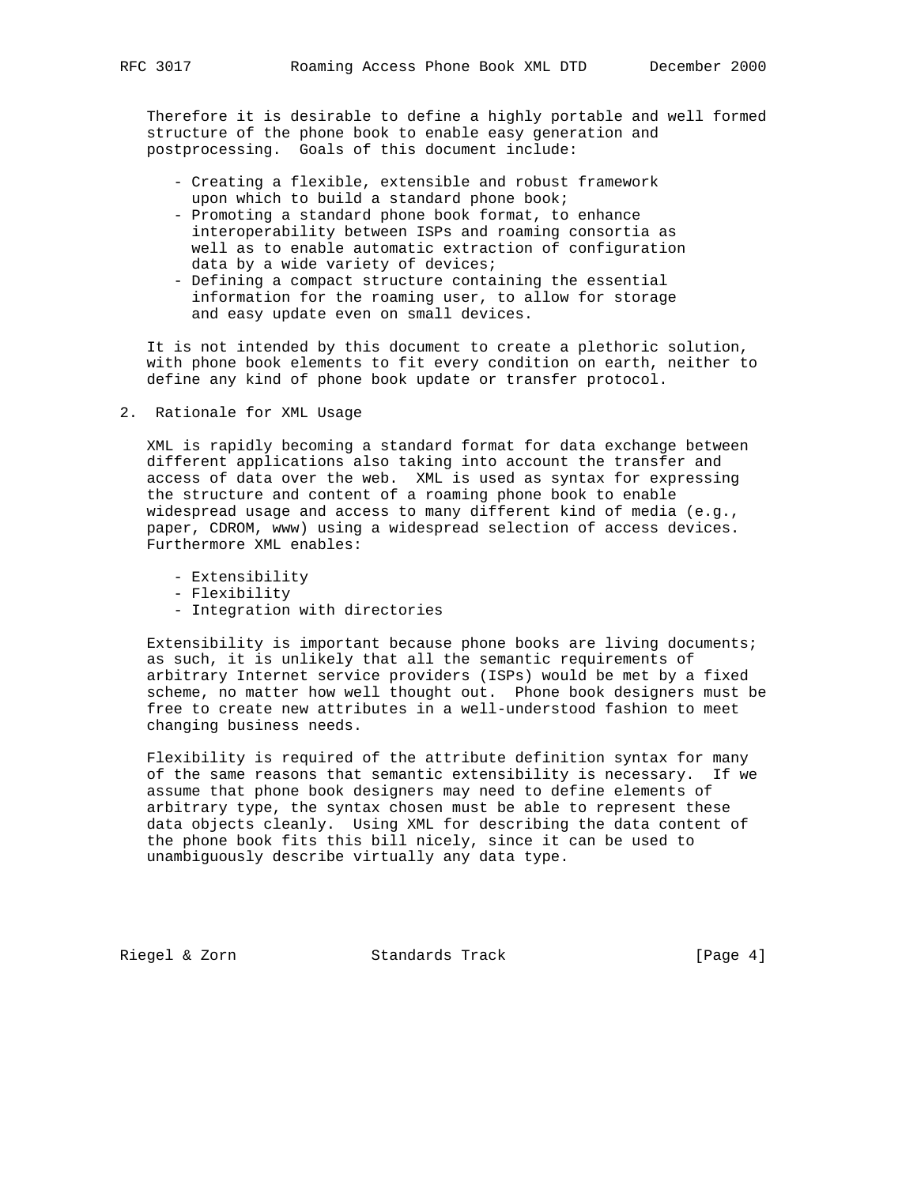Therefore it is desirable to define a highly portable and well formed structure of the phone book to enable easy generation and postprocessing. Goals of this document include:

- Creating a flexible, extensible and robust framework upon which to build a standard phone book;
- Promoting a standard phone book format, to enhance interoperability between ISPs and roaming consortia as well as to enable automatic extraction of configuration data by a wide variety of devices;
- Defining a compact structure containing the essential information for the roaming user, to allow for storage and easy update even on small devices.

It is not intended by this document to create a plethoric solution, with phone book elements to fit every condition on earth, neither to define any kind of phone book update or transfer protocol.

## 2. Rationale for XML Usage

XML is rapidly becoming a standard format for data exchange between different applications also taking into account the transfer and access of data over the web. XML is used as syntax for expressing the structure and content of a roaming phone book to enable widespread usage and access to many different kind of media (e.g., paper, CDROM, www) using a widespread selection of access devices. Furthermore XML enables:

- Extensibility
- Flexibility
- Integration with directories

Extensibility is important because phone books are living documents; as such, it is unlikely that all the semantic requirements of arbitrary Internet service providers (ISPs) would be met by a fixed scheme, no matter how well thought out. Phone book designers must be free to create new attributes in a well-understood fashion to meet changing business needs.

Flexibility is required of the attribute definition syntax for many of the same reasons that semantic extensibility is necessary. If we assume that phone book designers may need to define elements of arbitrary type, the syntax chosen must be able to represent these data objects cleanly. Using XML for describing the data content of the phone book fits this bill nicely, since it can be used to unambiguously describe virtually any data type.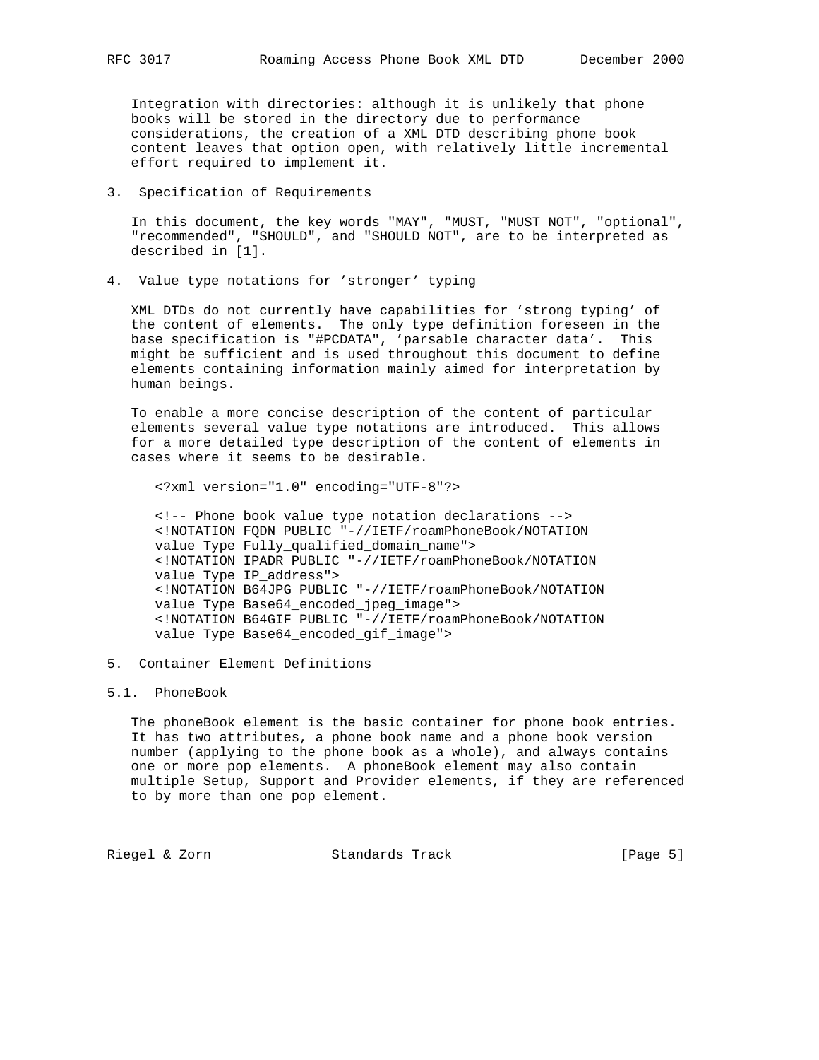Integration with directories: although it is unlikely that phone books will be stored in the directory due to performance considerations, the creation of a XML DTD describing phone book content leaves that option open, with relatively little incremental effort required to implement it.

## 3. Specification of Requirements

In this document, the key words "MAY", "MUST, "MUST NOT", "optional", "recommended", "SHOULD", and "SHOULD NOT", are to be interpreted as described in [1].

## 4. Value type notations for 'stronger' typing

XML DTDs do not currently have capabilities for 'strong typing' of the content of elements. The only type definition foreseen in the base specification is "#PCDATA", 'parsable character data'. This might be sufficient and is used throughout this document to define elements containing information mainly aimed for interpretation by human beings.

To enable a more concise description of the content of particular elements several value type notations are introduced. This allows for a more detailed type description of the content of elements in cases where it seems to be desirable.

```
<?xml version="1.0" encoding="UTF-8"?>

<!-- Phone book value type notation declarations -->
<!NOTATION FQDN PUBLIC "-//IETF/roamPhoneBook/NOTATION
value Type Fully_qualified_domain_name">
<!NOTATION IPADR PUBLIC "-//IETF/roamPhoneBook/NOTATION
value Type IP_address">
<!NOTATION B64JPG PUBLIC "-//IETF/roamPhoneBook/NOTATION
value Type Base64_encoded_jpeg_image">
<!NOTATION B64GIF PUBLIC "-//IETF/roamPhoneBook/NOTATION
value Type Base64_encoded_gif_image">
```

## 5. Container Element Definitions

### 5.1. PhoneBook

The phoneBook element is the basic container for phone book entries. It has two attributes, a phone book name and a phone book version number (applying to the phone book as a whole), and always contains one or more pop elements. A phoneBook element may also contain multiple Setup, Support and Provider elements, if they are referenced to by more than one pop element.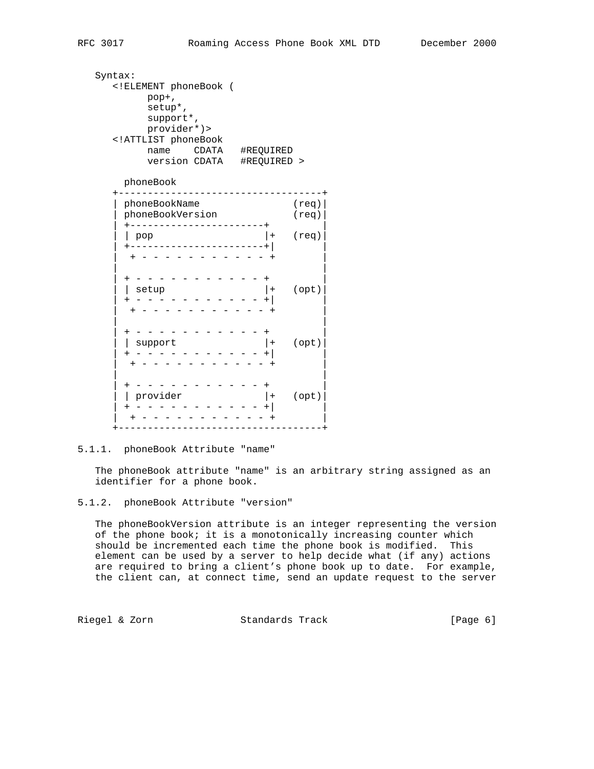Syntax:

```
<!ELEMENT phoneBook (
      pop+,
      setup*,
      support*,
      provider*)>
<!ATTLIST phoneBook
      name    CDATA   #REQUIRED
      version CDATA   #REQUIRED >
```

```
  phoneBook
+------------------------------------+
| phoneBookName                 (req)|
| phoneBookVersion              (req)|
| +----------------------+           |
| | pop                  |+   (req)|
| +----------------------+|          |
|  + - - - - - - - - - - - - +       |
|                                    |
| + - - - - - - - - - - - - +        |
| | setup                |+   (opt)|
| + - - - - - - - - - - - - +|       |
|  + - - - - - - - - - - - - +       |
|                                    |
| + - - - - - - - - - - - - +        |
| | support              |+   (opt)|
| + - - - - - - - - - - - - +|       |
|  + - - - - - - - - - - - - +       |
|                                    |
| + - - - - - - - - - - - - +        |
| | provider             |+   (opt)|
| + - - - - - - - - - - - - +|       |
|  + - - - - - - - - - - - - +       |
+------------------------------------+
```

### 5.1.1. phoneBook Attribute "name"

The phoneBook attribute "name" is an arbitrary string assigned as an identifier for a phone book.

### 5.1.2. phoneBook Attribute "version"

The phoneBookVersion attribute is an integer representing the version of the phone book; it is a monotonically increasing counter which should be incremented each time the phone book is modified. This element can be used by a server to help decide what (if any) actions are required to bring a client's phone book up to date. For example, the client can, at connect time, send an update request to the server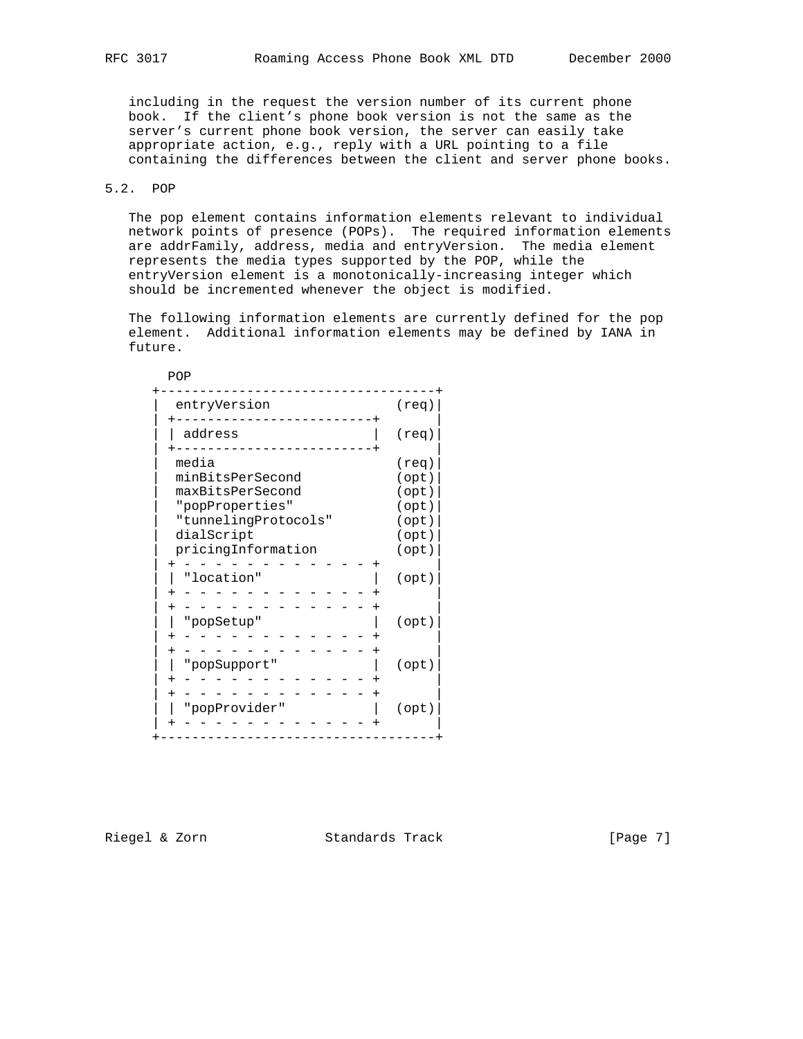including in the request the version number of its current phone book. If the client's phone book version is not the same as the server's current phone book version, the server can easily take appropriate action, e.g., reply with a URL pointing to a file containing the differences between the client and server phone books.

## 5.2. POP

The pop element contains information elements relevant to individual network points of presence (POPs). The required information elements are addrFamily, address, media and entryVersion. The media element represents the media types supported by the POP, while the entryVersion element is a monotonically-increasing integer which should be incremented whenever the object is modified.

The following information elements are currently defined for the pop element. Additional information elements may be defined by IANA in future.

```
   POP
+----------------------------------+
| entryVersion                (req)|
| +------------------------+       |
| | address                |  (req)|
| +------------------------+       |
| media                       (req)|
| minBitsPerSecond            (opt)|
| maxBitsPerSecond            (opt)|
| "popProperties"             (opt)|
| "tunnelingProtocols"        (opt)|
| dialScript                  (opt)|
| pricingInformation          (opt)|
| + - - - - - - - - - - - - - +    |
| | "location"             |  (opt)|
| + - - - - - - - - - - - - - +    |
| + - - - - - - - - - - - - - +    |
| | "popSetup"             |  (opt)|
| + - - - - - - - - - - - - - +    |
| + - - - - - - - - - - - - - +    |
| | "popSupport"           |  (opt)|
| + - - - - - - - - - - - - - +    |
| + - - - - - - - - - - - - - +    |
| | "popProvider"          |  (opt)|
| + - - - - - - - - - - - - - +    |
+----------------------------------+
```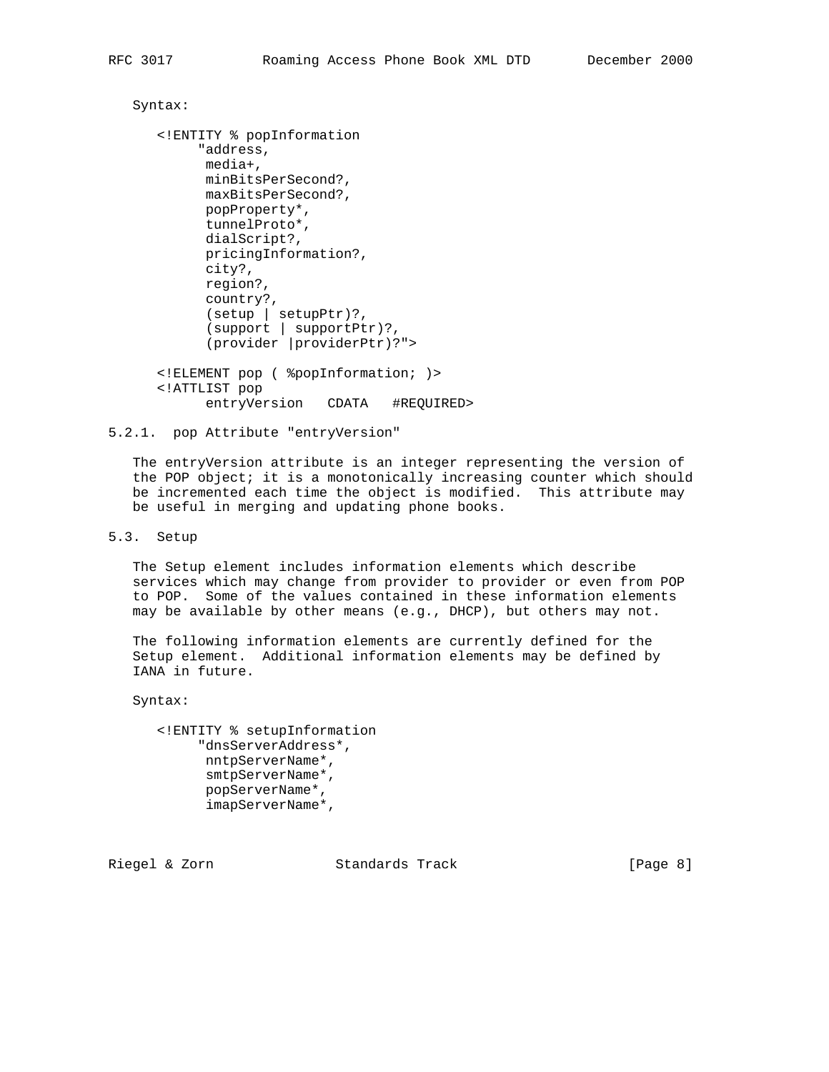Syntax:

```
<!ENTITY % popInformation
     "address,
      media+,
      minBitsPerSecond?,
      maxBitsPerSecond?,
      popProperty*,
      tunnelProto*,
      dialScript?,
      pricingInformation?,
      city?,
      region?,
      country?,
      (setup | setupPtr)?,
      (support | supportPtr)?,
      (provider |providerPtr)?">

<!ELEMENT pop ( %popInformation; )>
<!ATTLIST pop
      entryVersion   CDATA   #REQUIRED>
```

### 5.2.1. pop Attribute "entryVersion"

The entryVersion attribute is an integer representing the version of the POP object; it is a monotonically increasing counter which should be incremented each time the object is modified. This attribute may be useful in merging and updating phone books.

## 5.3. Setup

The Setup element includes information elements which describe services which may change from provider to provider or even from POP to POP. Some of the values contained in these information elements may be available by other means (e.g., DHCP), but others may not.

The following information elements are currently defined for the Setup element. Additional information elements may be defined by IANA in future.

Syntax:

```
<!ENTITY % setupInformation
     "dnsServerAddress*,
      nntpServerName*,
      smtpServerName*,
      popServerName*,
      imapServerName*,
```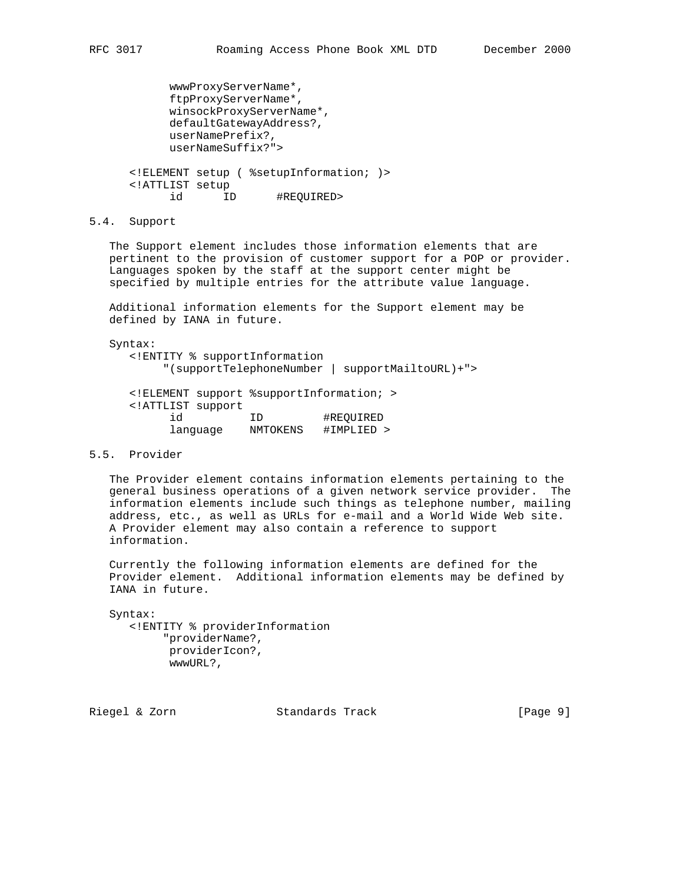```
        wwwProxyServerName*,
        ftpProxyServerName*,
        winsockProxyServerName*,
        defaultGatewayAddress?,
        userNamePrefix?,
        userNameSuffix?">

   <!ELEMENT setup ( %setupInformation; )>
   <!ATTLIST setup
         id      ID      #REQUIRED>
```

## 5.4. Support

The Support element includes those information elements that are pertinent to the provision of customer support for a POP or provider. Languages spoken by the staff at the support center might be specified by multiple entries for the attribute value language.

Additional information elements for the Support element may be defined by IANA in future.

Syntax:

```
   <!ENTITY % supportInformation
        "(supportTelephoneNumber | supportMailtoURL)+">

   <!ELEMENT support %supportInformation; >
   <!ATTLIST support
         id          ID          #REQUIRED
         language    NMTOKENS    #IMPLIED >
```

## 5.5. Provider

The Provider element contains information elements pertaining to the general business operations of a given network service provider. The information elements include such things as telephone number, mailing address, etc., as well as URLs for e-mail and a World Wide Web site. A Provider element may also contain a reference to support information.

Currently the following information elements are defined for the Provider element. Additional information elements may be defined by IANA in future.

Syntax:

```
   <!ENTITY % providerInformation
        "providerName?,
         providerIcon?,
         wwwURL?,
```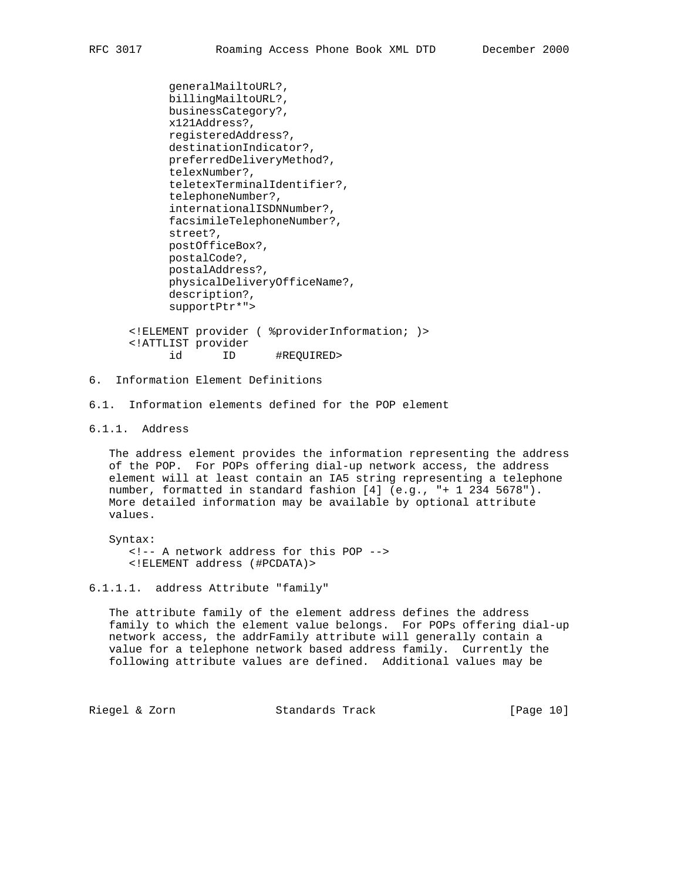```
          generalMailtoURL?,
          billingMailtoURL?,
          businessCategory?,
          x121Address?,
          registeredAddress?,
          destinationIndicator?,
          preferredDeliveryMethod?,
          telexNumber?,
          teletexTerminalIdentifier?,
          telephoneNumber?,
          internationalISDNNumber?,
          facsimileTelephoneNumber?,
          street?,
          postOfficeBox?,
          postalCode?,
          postalAddress?,
          physicalDeliveryOfficeName?,
          description?,
          supportPtr*">

    <!ELEMENT provider ( %providerInformation; )>
    <!ATTLIST provider
          id      ID      #REQUIRED>
```

## 6. Information Element Definitions

### 6.1. Information elements defined for the POP element

#### 6.1.1. Address

The address element provides the information representing the address of the POP. For POPs offering dial-up network access, the address element will at least contain an IA5 string representing a telephone number, formatted in standard fashion [4] (e.g., "+ 1 234 5678"). More detailed information may be available by optional attribute values.

Syntax:

```
   <!-- A network address for this POP -->
   <!ELEMENT address (#PCDATA)>
```

##### 6.1.1.1. address Attribute "family"

The attribute family of the element address defines the address family to which the element value belongs. For POPs offering dial-up network access, the addrFamily attribute will generally contain a value for a telephone network based address family. Currently the following attribute values are defined. Additional values may be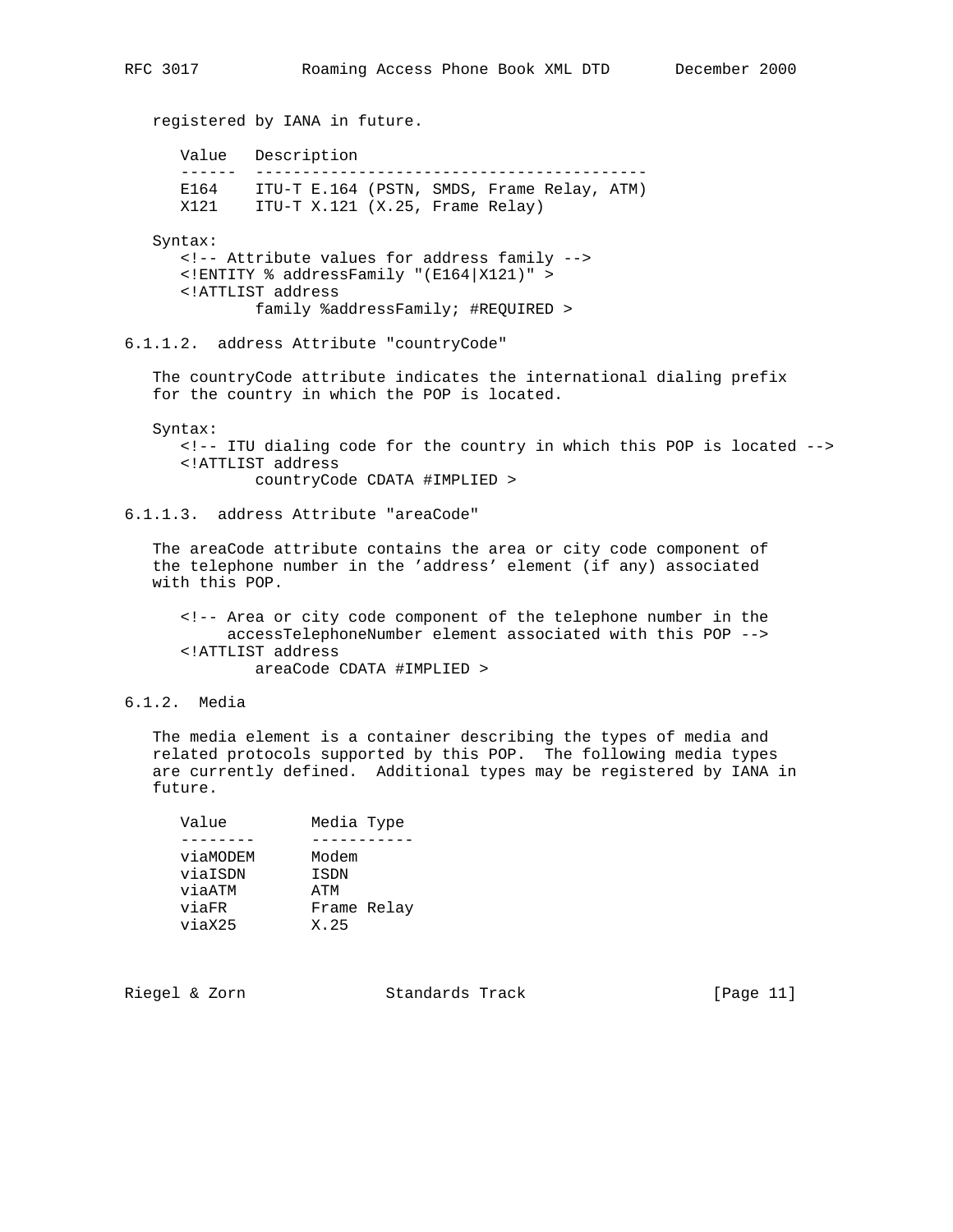registered by IANA in future.

| Value | Description |
| --- | --- |
| E164 | ITU-T E.164 (PSTN, SMDS, Frame Relay, ATM) |
| X121 | ITU-T X.121 (X.25, Frame Relay) |

Syntax:

```
<!-- Attribute values for address family -->
<!ENTITY % addressFamily "(E164|X121)" >
<!ATTLIST address
        family %addressFamily; #REQUIRED >
```

#### 6.1.1.2. address Attribute "countryCode"

The countryCode attribute indicates the international dialing prefix for the country in which the POP is located.

Syntax:

```
<!-- ITU dialing code for the country in which this POP is located -->
<!ATTLIST address
        countryCode CDATA #IMPLIED >
```

#### 6.1.1.3. address Attribute "areaCode"

The areaCode attribute contains the area or city code component of the telephone number in the 'address' element (if any) associated with this POP.

```
<!-- Area or city code component of the telephone number in the
     accessTelephoneNumber element associated with this POP -->
<!ATTLIST address
        areaCode CDATA #IMPLIED >
```

### 6.1.2. Media

The media element is a container describing the types of media and related protocols supported by this POP. The following media types are currently defined. Additional types may be registered by IANA in future.

| Value | Media Type |
| --- | --- |
| viaMODEM | Modem |
| viaISDN | ISDN |
| viaATM | ATM |
| viaFR | Frame Relay |
| viaX25 | X.25 |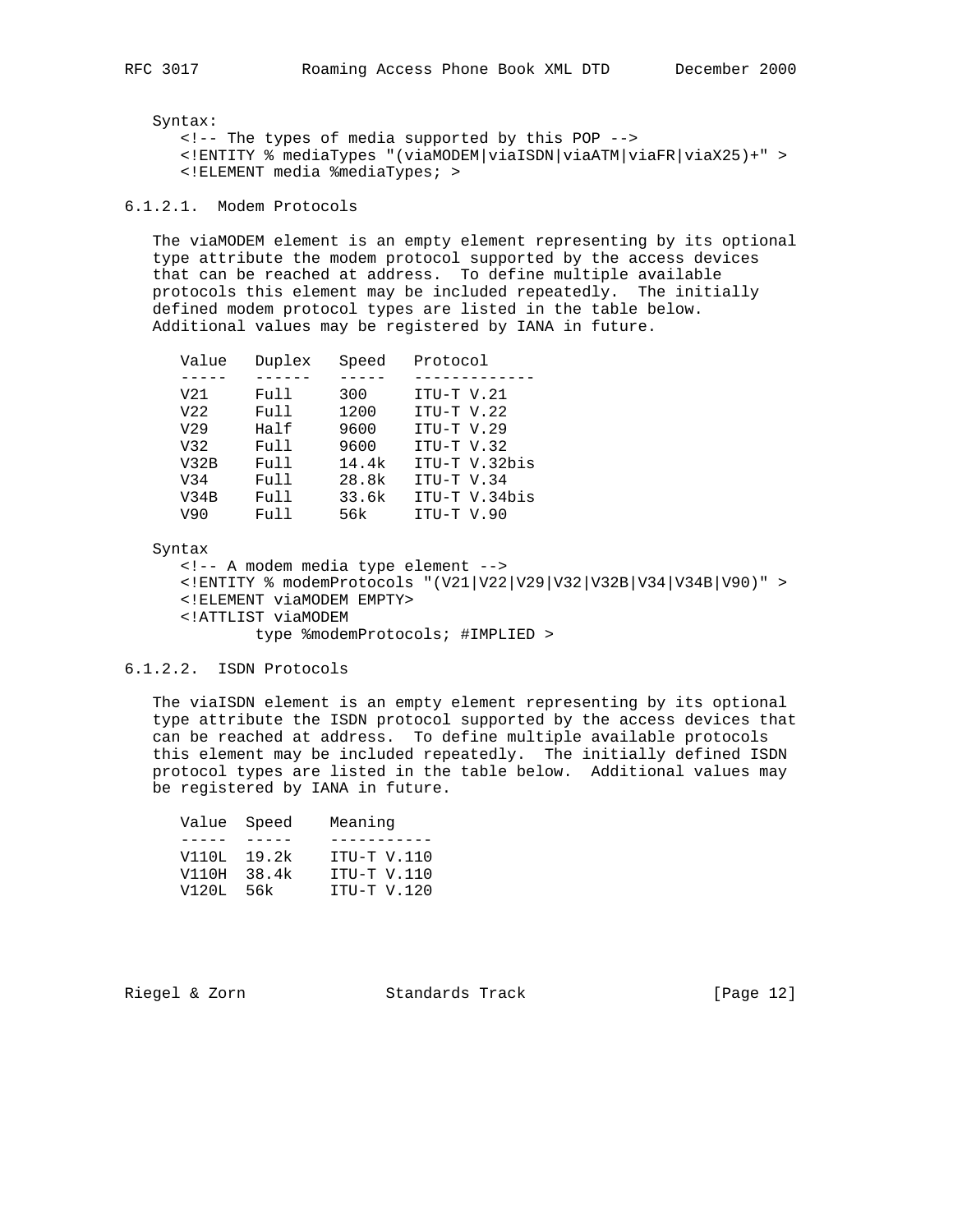Syntax:

```
<!-- The types of media supported by this POP -->
<!ENTITY % mediaTypes "(viaMODEM|viaISDN|viaATM|viaFR|viaX25)+" >
<!ELEMENT media %mediaTypes; >
```

#### 6.1.2.1. Modem Protocols

The viaMODEM element is an empty element representing by its optional type attribute the modem protocol supported by the access devices that can be reached at address. To define multiple available protocols this element may be included repeatedly. The initially defined modem protocol types are listed in the table below. Additional values may be registered by IANA in future.

| Value | Duplex | Speed | Protocol |
|---|---|---|---|
| V21 | Full | 300 | ITU-T V.21 |
| V22 | Full | 1200 | ITU-T V.22 |
| V29 | Half | 9600 | ITU-T V.29 |
| V32 | Full | 9600 | ITU-T V.32 |
| V32B | Full | 14.4k | ITU-T V.32bis |
| V34 | Full | 28.8k | ITU-T V.34 |
| V34B | Full | 33.6k | ITU-T V.34bis |
| V90 | Full | 56k | ITU-T V.90 |

Syntax

```
<!-- A modem media type element -->
<!ENTITY % modemProtocols "(V21|V22|V29|V32|V32B|V34|V34B|V90)" >
<!ELEMENT viaMODEM EMPTY>
<!ATTLIST viaMODEM
        type %modemProtocols; #IMPLIED >
```

#### 6.1.2.2. ISDN Protocols

The viaISDN element is an empty element representing by its optional type attribute the ISDN protocol supported by the access devices that can be reached at address. To define multiple available protocols this element may be included repeatedly. The initially defined ISDN protocol types are listed in the table below. Additional values may be registered by IANA in future.

| Value | Speed | Meaning |
|---|---|---|
| V110L | 19.2k | ITU-T V.110 |
| V110H | 38.4k | ITU-T V.110 |
| V120L | 56k | ITU-T V.120 |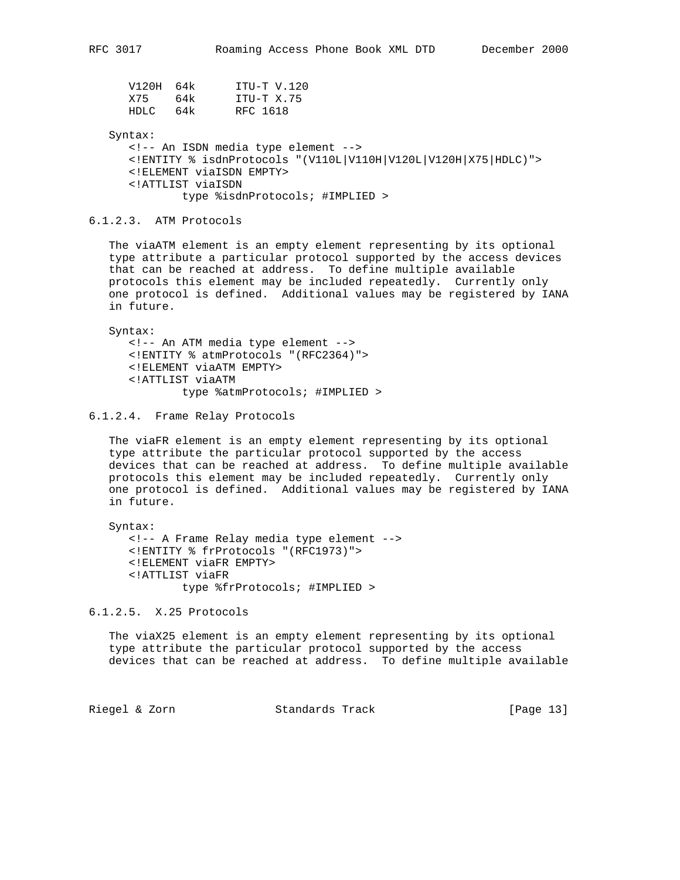| | | |
|---|---|---|
| V120H | 64k | ITU-T V.120 |
| X75 | 64k | ITU-T X.75 |
| HDLC | 64k | RFC 1618 |

Syntax:

```
<!-- An ISDN media type element -->
<!ENTITY % isdnProtocols "(V110L|V110H|V120L|V120H|X75|HDLC)">
<!ELEMENT viaISDN EMPTY>
<!ATTLIST viaISDN
        type %isdnProtocols; #IMPLIED >
```

#### 6.1.2.3. ATM Protocols

The viaATM element is an empty element representing by its optional type attribute a particular protocol supported by the access devices that can be reached at address. To define multiple available protocols this element may be included repeatedly. Currently only one protocol is defined. Additional values may be registered by IANA in future.

Syntax:

```
<!-- An ATM media type element -->
<!ENTITY % atmProtocols "(RFC2364)">
<!ELEMENT viaATM EMPTY>
<!ATTLIST viaATM
        type %atmProtocols; #IMPLIED >
```

#### 6.1.2.4. Frame Relay Protocols

The viaFR element is an empty element representing by its optional type attribute the particular protocol supported by the access devices that can be reached at address. To define multiple available protocols this element may be included repeatedly. Currently only one protocol is defined. Additional values may be registered by IANA in future.

Syntax:

```
<!-- A Frame Relay media type element -->
<!ENTITY % frProtocols "(RFC1973)">
<!ELEMENT viaFR EMPTY>
<!ATTLIST viaFR
        type %frProtocols; #IMPLIED >
```

#### 6.1.2.5. X.25 Protocols

The viaX25 element is an empty element representing by its optional type attribute the particular protocol supported by the access devices that can be reached at address. To define multiple available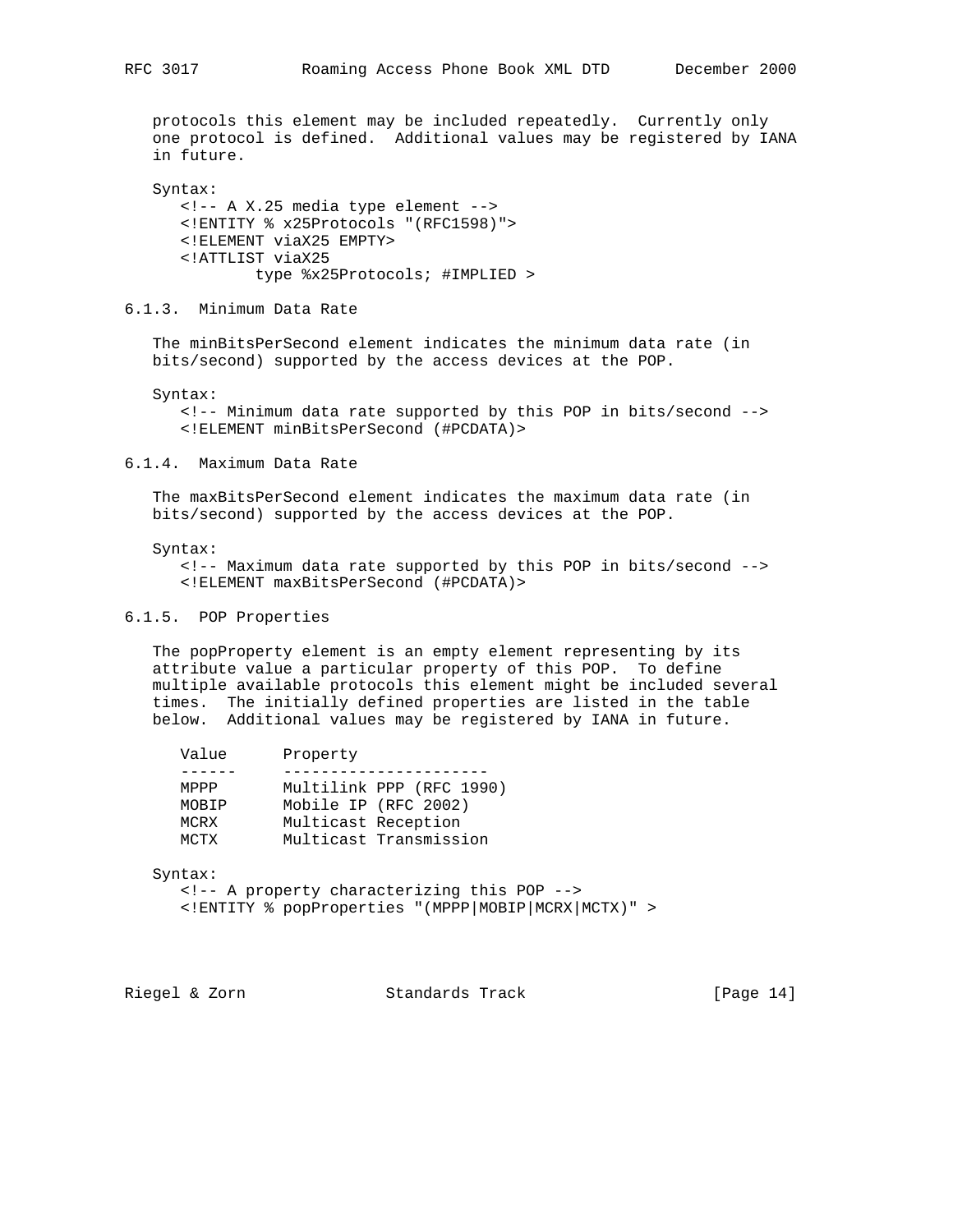protocols this element may be included repeatedly. Currently only one protocol is defined. Additional values may be registered by IANA in future.

Syntax:

```
<!-- A X.25 media type element -->
<!ENTITY % x25Protocols "(RFC1598)">
<!ELEMENT viaX25 EMPTY>
<!ATTLIST viaX25
        type %x25Protocols; #IMPLIED >
```

### 6.1.3. Minimum Data Rate

The minBitsPerSecond element indicates the minimum data rate (in bits/second) supported by the access devices at the POP.

Syntax:

```
<!-- Minimum data rate supported by this POP in bits/second -->
<!ELEMENT minBitsPerSecond (#PCDATA)>
```

### 6.1.4. Maximum Data Rate

The maxBitsPerSecond element indicates the maximum data rate (in bits/second) supported by the access devices at the POP.

Syntax:

```
<!-- Maximum data rate supported by this POP in bits/second -->
<!ELEMENT maxBitsPerSecond (#PCDATA)>
```

### 6.1.5. POP Properties

The popProperty element is an empty element representing by its attribute value a particular property of this POP. To define multiple available protocols this element might be included several times. The initially defined properties are listed in the table below. Additional values may be registered by IANA in future.

| Value | Property |
|---|---|
| MPPP | Multilink PPP (RFC 1990) |
| MOBIP | Mobile IP (RFC 2002) |
| MCRX | Multicast Reception |
| MCTX | Multicast Transmission |

Syntax:

```
<!-- A property characterizing this POP -->
<!ENTITY % popProperties "(MPPP|MOBIP|MCRX|MCTX)" >
```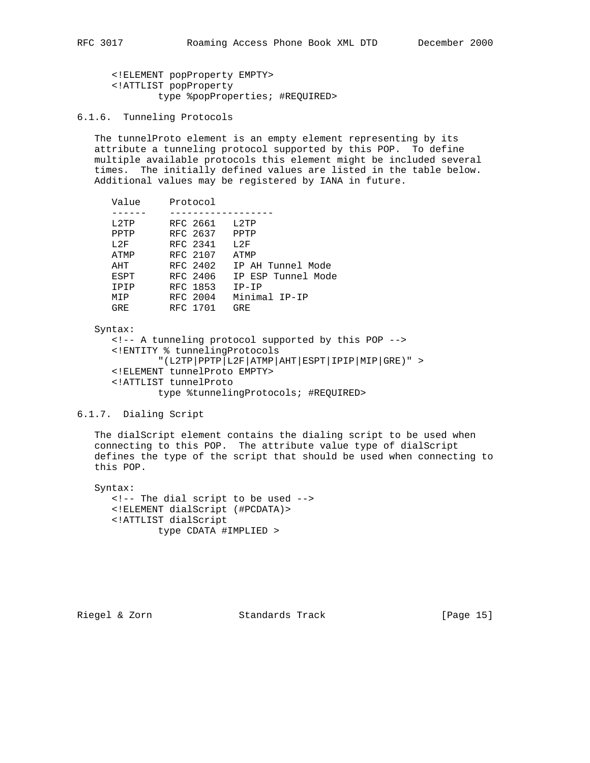```
<!ELEMENT popProperty EMPTY>
<!ATTLIST popProperty
        type %popProperties; #REQUIRED>
```

### 6.1.6. Tunneling Protocols

The tunnelProto element is an empty element representing by its attribute a tunneling protocol supported by this POP. To define multiple available protocols this element might be included several times. The initially defined values are listed in the table below. Additional values may be registered by IANA in future.

| Value | Protocol | |
|---|---|---|
| L2TP | RFC 2661 | L2TP |
| PPTP | RFC 2637 | PPTP |
| L2F | RFC 2341 | L2F |
| ATMP | RFC 2107 | ATMP |
| AHT | RFC 2402 | IP AH Tunnel Mode |
| ESPT | RFC 2406 | IP ESP Tunnel Mode |
| IPIP | RFC 1853 | IP-IP |
| MIP | RFC 2004 | Minimal IP-IP |
| GRE | RFC 1701 | GRE |

Syntax:

```
<!-- A tunneling protocol supported by this POP -->
<!ENTITY % tunnelingProtocols
        "(L2TP|PPTP|L2F|ATMP|AHT|ESPT|IPIP|MIP|GRE)" >
<!ELEMENT tunnelProto EMPTY>
<!ATTLIST tunnelProto
        type %tunnelingProtocols; #REQUIRED>
```

### 6.1.7. Dialing Script

The dialScript element contains the dialing script to be used when connecting to this POP. The attribute value type of dialScript defines the type of the script that should be used when connecting to this POP.

Syntax:

```
<!-- The dial script to be used -->
<!ELEMENT dialScript (#PCDATA)>
<!ATTLIST dialScript
        type CDATA #IMPLIED >
```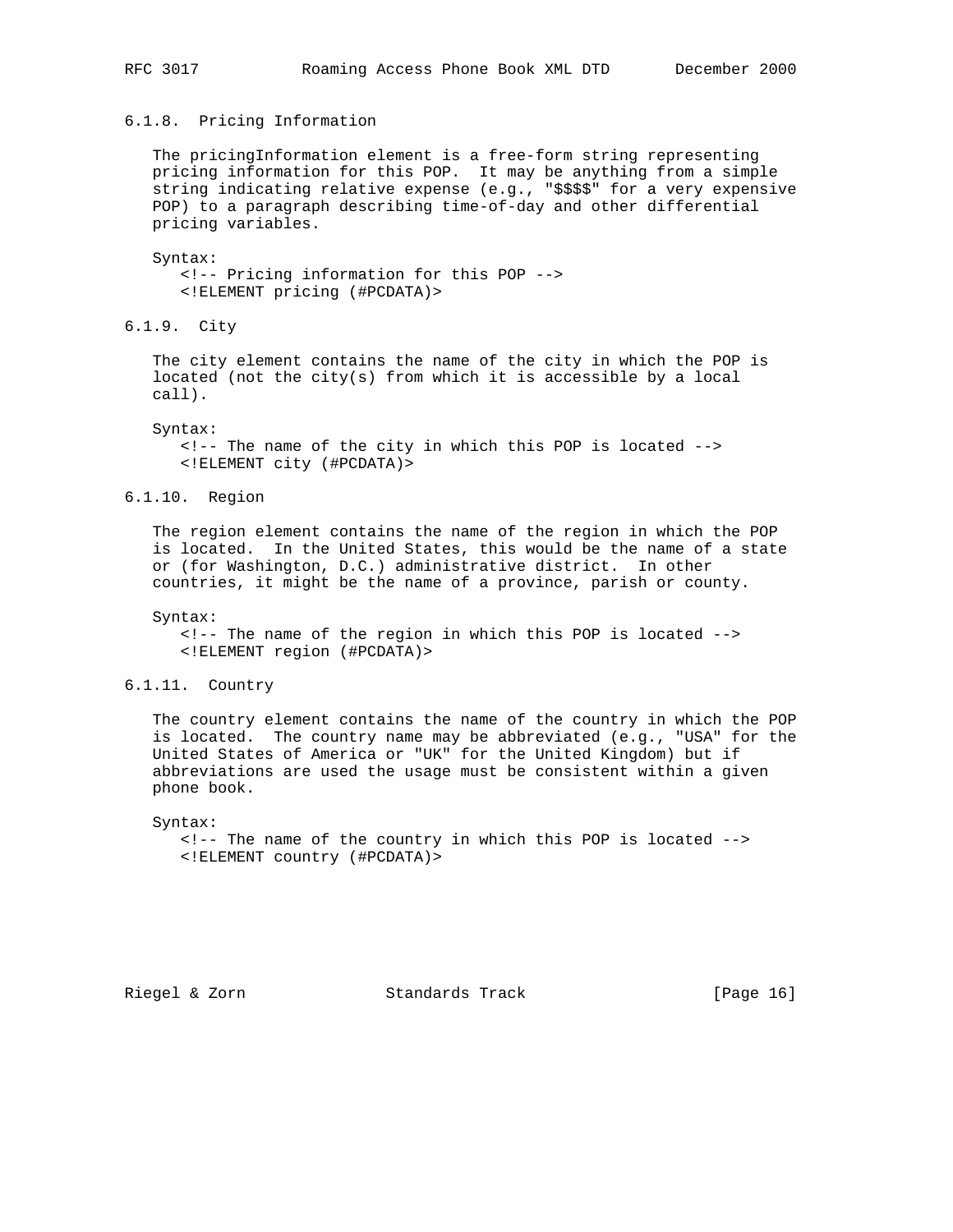### 6.1.8. Pricing Information

The pricingInformation element is a free-form string representing pricing information for this POP. It may be anything from a simple string indicating relative expense (e.g., "$$$$" for a very expensive POP) to a paragraph describing time-of-day and other differential pricing variables.

Syntax:

```
<!-- Pricing information for this POP -->
<!ELEMENT pricing (#PCDATA)>
```

### 6.1.9. City

The city element contains the name of the city in which the POP is located (not the city(s) from which it is accessible by a local call).

Syntax:

```
<!-- The name of the city in which this POP is located -->
<!ELEMENT city (#PCDATA)>
```

### 6.1.10. Region

The region element contains the name of the region in which the POP is located. In the United States, this would be the name of a state or (for Washington, D.C.) administrative district. In other countries, it might be the name of a province, parish or county.

Syntax:

```
<!-- The name of the region in which this POP is located -->
<!ELEMENT region (#PCDATA)>
```

### 6.1.11. Country

The country element contains the name of the country in which the POP is located. The country name may be abbreviated (e.g., "USA" for the United States of America or "UK" for the United Kingdom) but if abbreviations are used the usage must be consistent within a given phone book.

Syntax:

```
<!-- The name of the country in which this POP is located -->
<!ELEMENT country (#PCDATA)>
```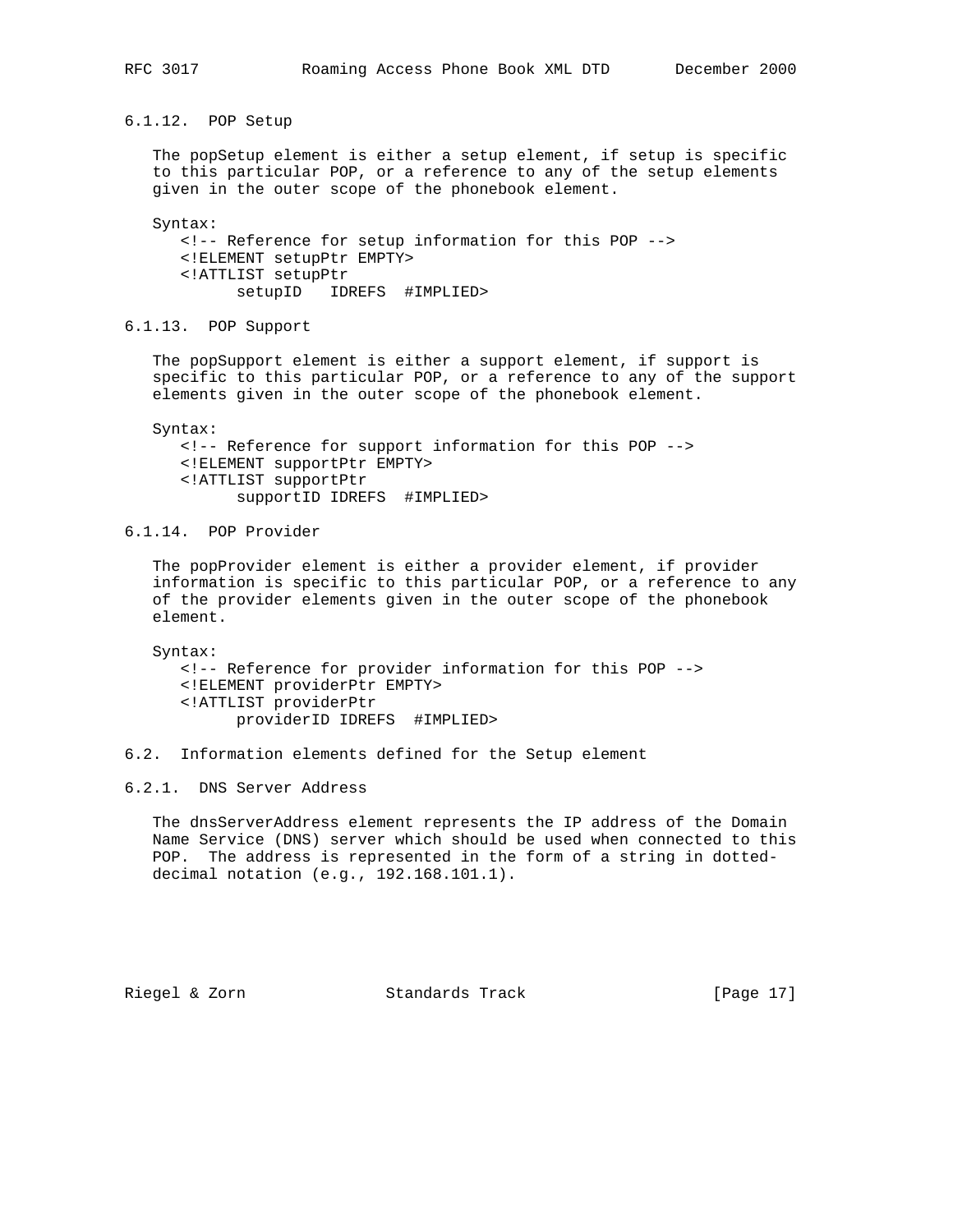#### 6.1.12. POP Setup

The popSetup element is either a setup element, if setup is specific to this particular POP, or a reference to any of the setup elements given in the outer scope of the phonebook element.

Syntax:

```
<!-- Reference for setup information for this POP -->
<!ELEMENT setupPtr EMPTY>
<!ATTLIST setupPtr
      setupID   IDREFS  #IMPLIED>
```

#### 6.1.13. POP Support

The popSupport element is either a support element, if support is specific to this particular POP, or a reference to any of the support elements given in the outer scope of the phonebook element.

Syntax:

```
<!-- Reference for support information for this POP -->
<!ELEMENT supportPtr EMPTY>
<!ATTLIST supportPtr
      supportID IDREFS  #IMPLIED>
```

#### 6.1.14. POP Provider

The popProvider element is either a provider element, if provider information is specific to this particular POP, or a reference to any of the provider elements given in the outer scope of the phonebook element.

Syntax:

```
<!-- Reference for provider information for this POP -->
<!ELEMENT providerPtr EMPTY>
<!ATTLIST providerPtr
      providerID IDREFS  #IMPLIED>
```

### 6.2. Information elements defined for the Setup element

#### 6.2.1. DNS Server Address

The dnsServerAddress element represents the IP address of the Domain Name Service (DNS) server which should be used when connected to this POP. The address is represented in the form of a string in dotted-decimal notation (e.g., 192.168.101.1).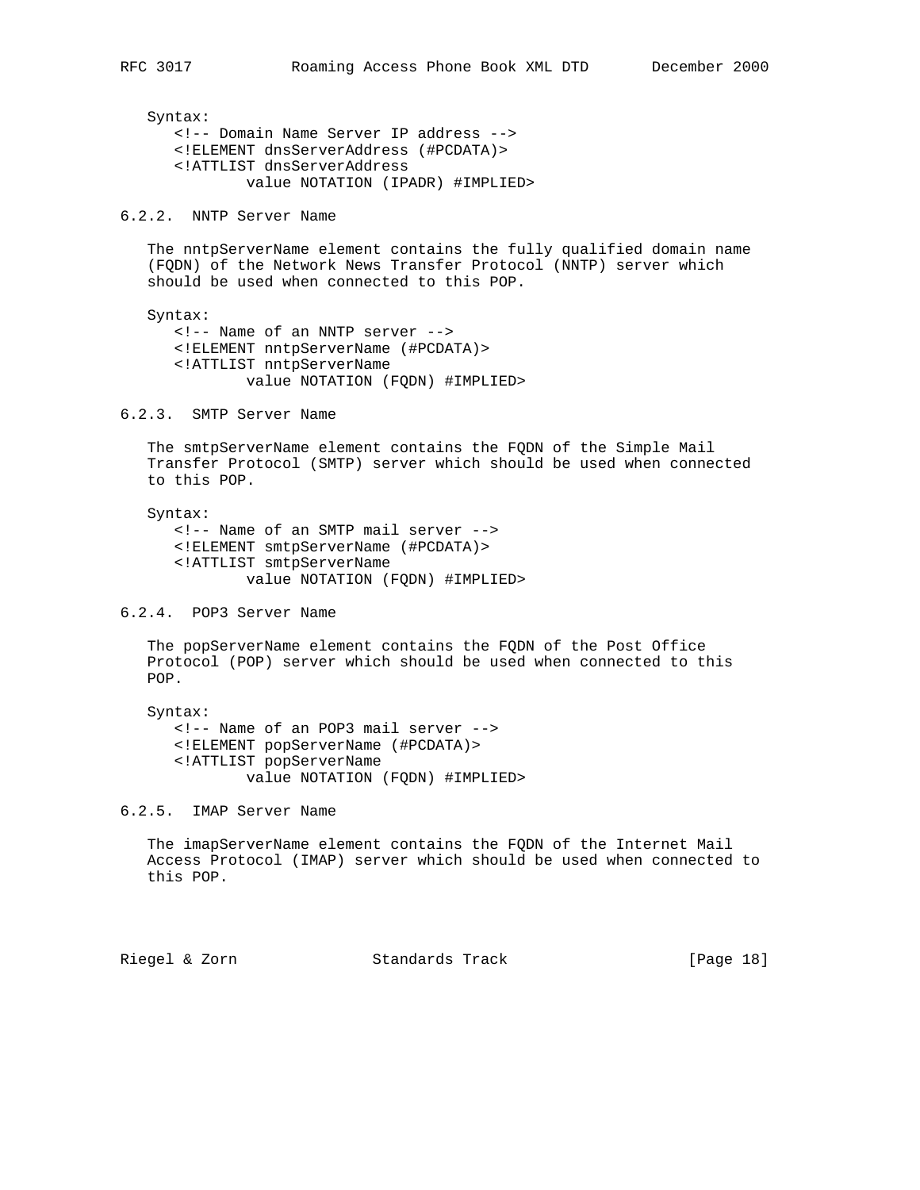Syntax:

```
<!-- Domain Name Server IP address -->
<!ELEMENT dnsServerAddress (#PCDATA)>
<!ATTLIST dnsServerAddress
        value NOTATION (IPADR) #IMPLIED>
```

### 6.2.2. NNTP Server Name

The nntpServerName element contains the fully qualified domain name (FQDN) of the Network News Transfer Protocol (NNTP) server which should be used when connected to this POP.

Syntax:

```
<!-- Name of an NNTP server -->
<!ELEMENT nntpServerName (#PCDATA)>
<!ATTLIST nntpServerName
        value NOTATION (FQDN) #IMPLIED>
```

### 6.2.3. SMTP Server Name

The smtpServerName element contains the FQDN of the Simple Mail Transfer Protocol (SMTP) server which should be used when connected to this POP.

Syntax:

```
<!-- Name of an SMTP mail server -->
<!ELEMENT smtpServerName (#PCDATA)>
<!ATTLIST smtpServerName
        value NOTATION (FQDN) #IMPLIED>
```

### 6.2.4. POP3 Server Name

The popServerName element contains the FQDN of the Post Office Protocol (POP) server which should be used when connected to this POP.

Syntax:

```
<!-- Name of an POP3 mail server -->
<!ELEMENT popServerName (#PCDATA)>
<!ATTLIST popServerName
        value NOTATION (FQDN) #IMPLIED>
```

### 6.2.5. IMAP Server Name

The imapServerName element contains the FQDN of the Internet Mail Access Protocol (IMAP) server which should be used when connected to this POP.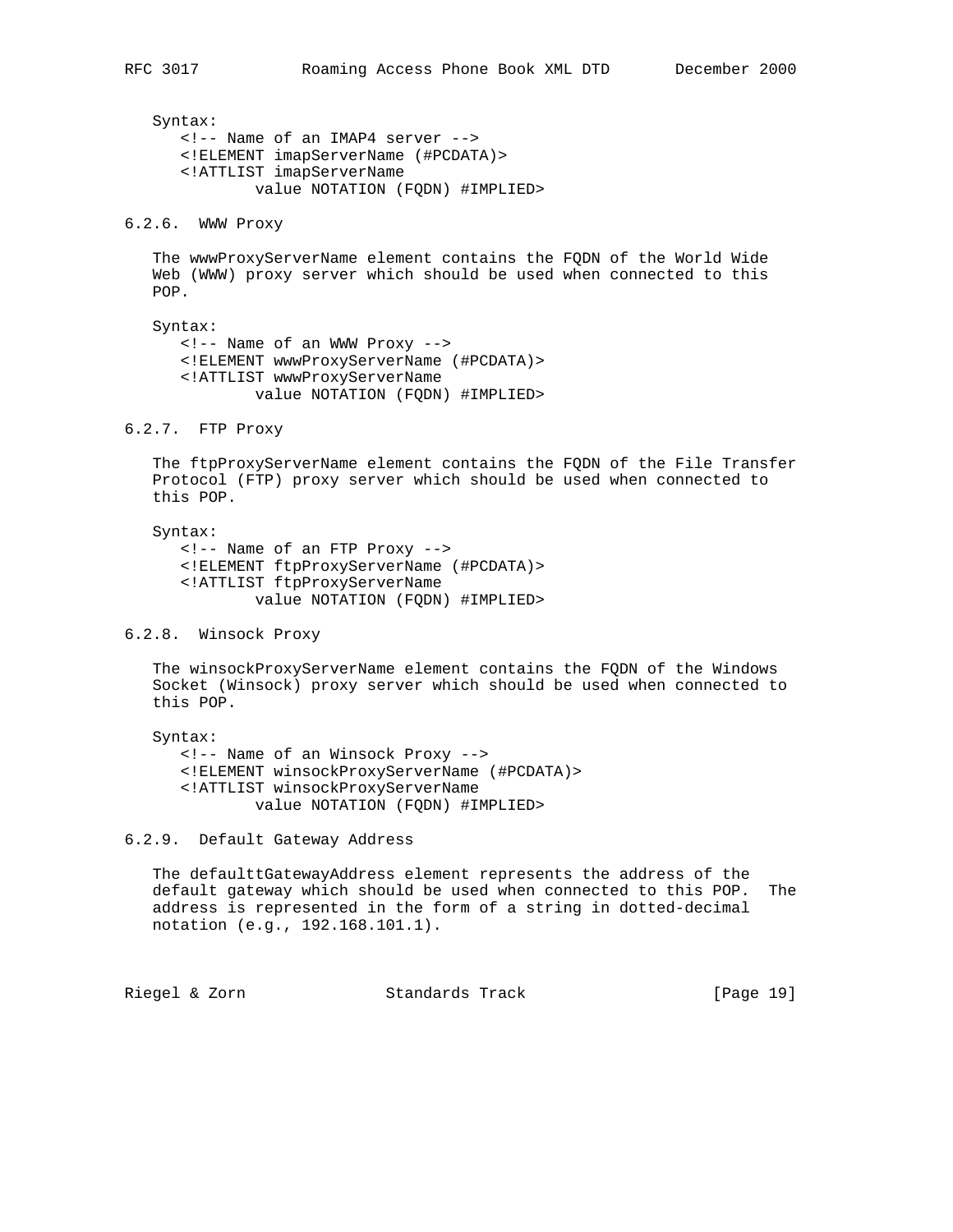Syntax:

```
<!-- Name of an IMAP4 server -->
<!ELEMENT imapServerName (#PCDATA)>
<!ATTLIST imapServerName
        value NOTATION (FQDN) #IMPLIED>
```

### 6.2.6. WWW Proxy

The wwwProxyServerName element contains the FQDN of the World Wide Web (WWW) proxy server which should be used when connected to this POP.

Syntax:

```
<!-- Name of an WWW Proxy -->
<!ELEMENT wwwProxyServerName (#PCDATA)>
<!ATTLIST wwwProxyServerName
        value NOTATION (FQDN) #IMPLIED>
```

### 6.2.7. FTP Proxy

The ftpProxyServerName element contains the FQDN of the File Transfer Protocol (FTP) proxy server which should be used when connected to this POP.

Syntax:

```
<!-- Name of an FTP Proxy -->
<!ELEMENT ftpProxyServerName (#PCDATA)>
<!ATTLIST ftpProxyServerName
        value NOTATION (FQDN) #IMPLIED>
```

### 6.2.8. Winsock Proxy

The winsockProxyServerName element contains the FQDN of the Windows Socket (Winsock) proxy server which should be used when connected to this POP.

Syntax:

```
<!-- Name of an Winsock Proxy -->
<!ELEMENT winsockProxyServerName (#PCDATA)>
<!ATTLIST winsockProxyServerName
        value NOTATION (FQDN) #IMPLIED>
```

### 6.2.9. Default Gateway Address

The defaulttGatewayAddress element represents the address of the default gateway which should be used when connected to this POP. The address is represented in the form of a string in dotted-decimal notation (e.g., 192.168.101.1).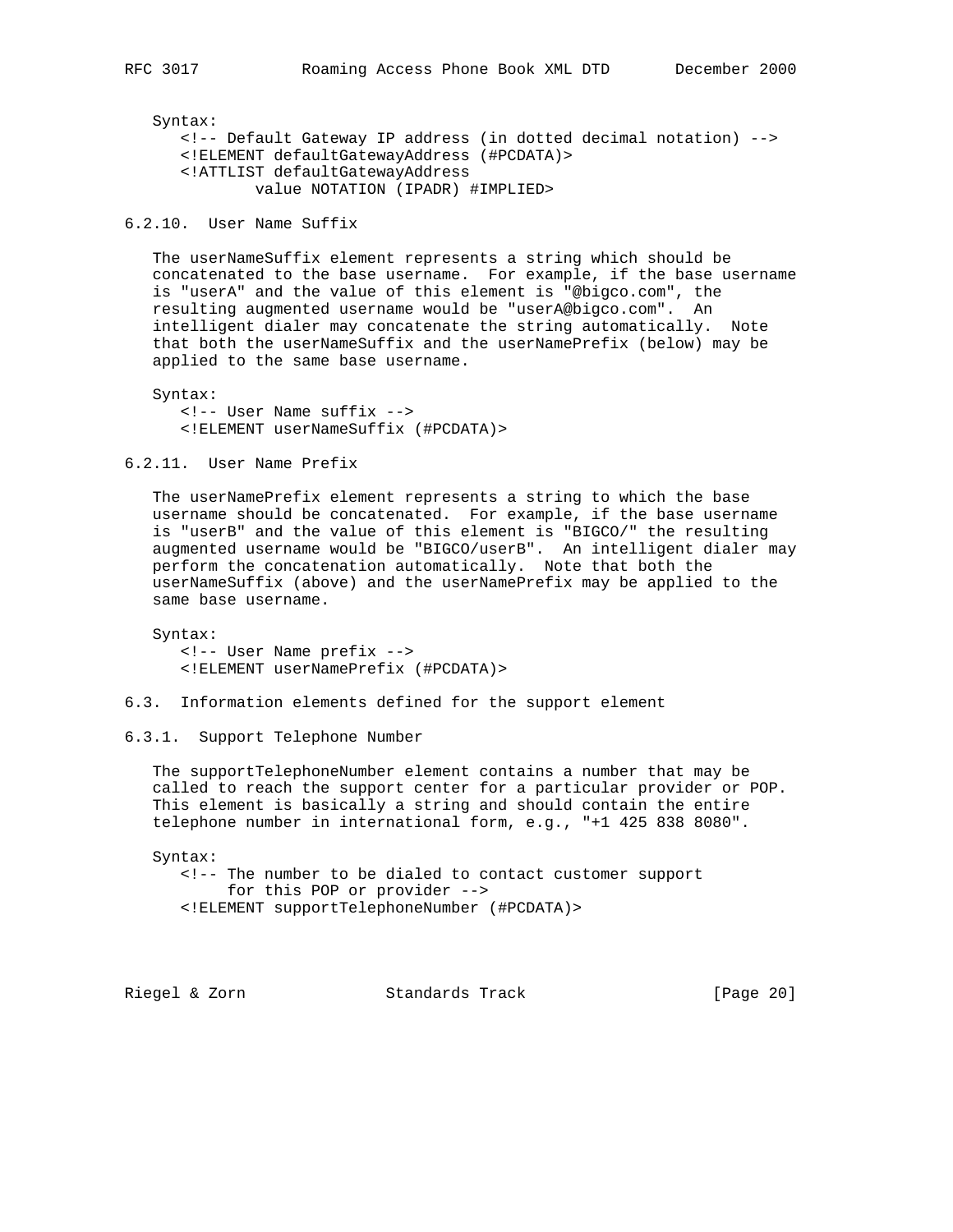Syntax:

```
<!-- Default Gateway IP address (in dotted decimal notation) -->
<!ELEMENT defaultGatewayAddress (#PCDATA)>
<!ATTLIST defaultGatewayAddress
        value NOTATION (IPADR) #IMPLIED>
```

#### 6.2.10. User Name Suffix

The userNameSuffix element represents a string which should be concatenated to the base username. For example, if the base username is "userA" and the value of this element is "@bigco.com", the resulting augmented username would be "userA@bigco.com". An intelligent dialer may concatenate the string automatically. Note that both the userNameSuffix and the userNamePrefix (below) may be applied to the same base username.

Syntax:

```
<!-- User Name suffix -->
<!ELEMENT userNameSuffix (#PCDATA)>
```

#### 6.2.11. User Name Prefix

The userNamePrefix element represents a string to which the base username should be concatenated. For example, if the base username is "userB" and the value of this element is "BIGCO/" the resulting augmented username would be "BIGCO/userB". An intelligent dialer may perform the concatenation automatically. Note that both the userNameSuffix (above) and the userNamePrefix may be applied to the same base username.

Syntax:

```
<!-- User Name prefix -->
<!ELEMENT userNamePrefix (#PCDATA)>
```

### 6.3. Information elements defined for the support element

#### 6.3.1. Support Telephone Number

The supportTelephoneNumber element contains a number that may be called to reach the support center for a particular provider or POP. This element is basically a string and should contain the entire telephone number in international form, e.g., "+1 425 838 8080".

Syntax:

```
<!-- The number to be dialed to contact customer support
     for this POP or provider -->
<!ELEMENT supportTelephoneNumber (#PCDATA)>
```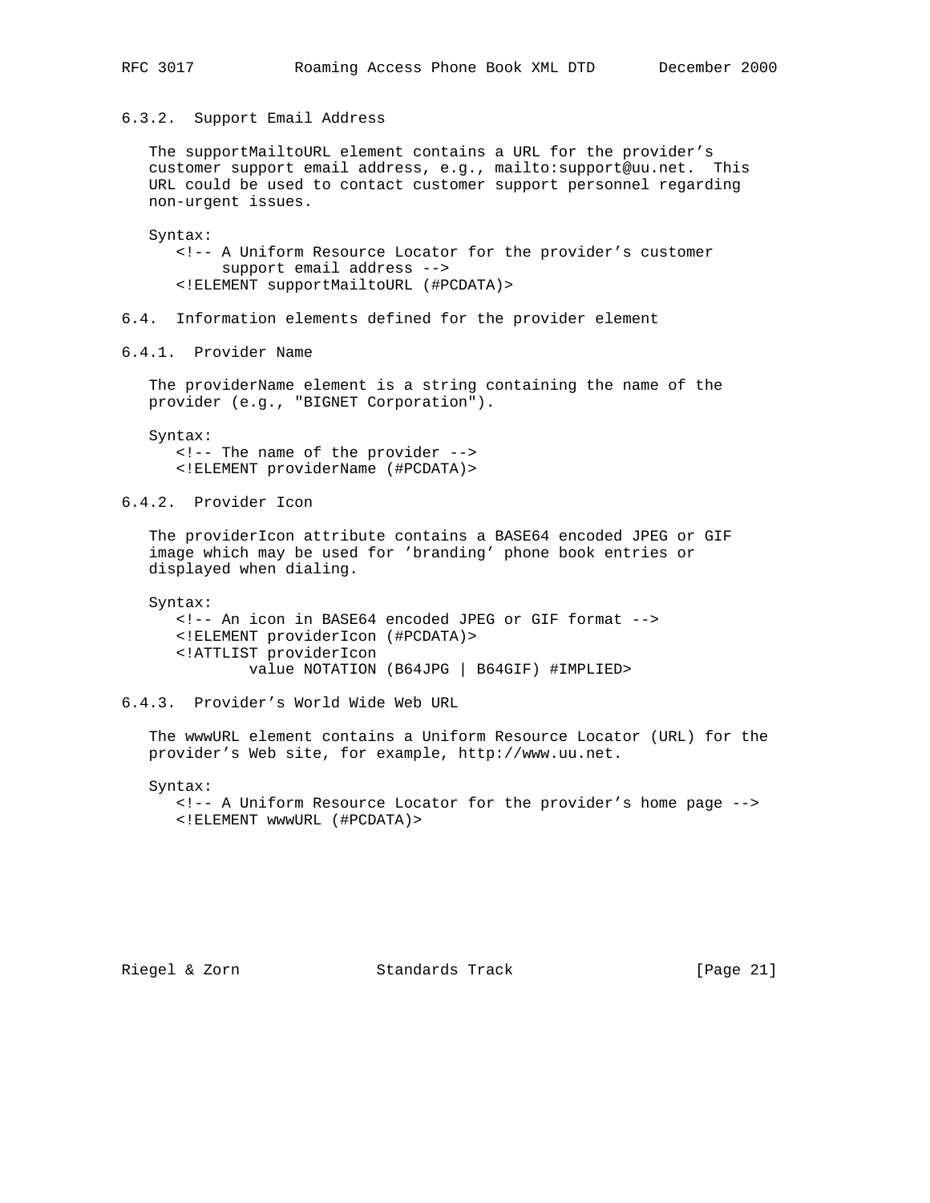### 6.3.2. Support Email Address

The supportMailtoURL element contains a URL for the provider's customer support email address, e.g., mailto:support@uu.net. This URL could be used to contact customer support personnel regarding non-urgent issues.

Syntax:

```
<!-- A Uniform Resource Locator for the provider's customer
     support email address -->
<!ELEMENT supportMailtoURL (#PCDATA)>
```

## 6.4. Information elements defined for the provider element

### 6.4.1. Provider Name

The providerName element is a string containing the name of the provider (e.g., "BIGNET Corporation").

Syntax:

```
<!-- The name of the provider -->
<!ELEMENT providerName (#PCDATA)>
```

### 6.4.2. Provider Icon

The providerIcon attribute contains a BASE64 encoded JPEG or GIF image which may be used for 'branding' phone book entries or displayed when dialing.

Syntax:

```
<!-- An icon in BASE64 encoded JPEG or GIF format -->
<!ELEMENT providerIcon (#PCDATA)>
<!ATTLIST providerIcon
        value NOTATION (B64JPG | B64GIF) #IMPLIED>
```

### 6.4.3. Provider's World Wide Web URL

The wwwURL element contains a Uniform Resource Locator (URL) for the provider's Web site, for example, http://www.uu.net.

Syntax:

```
<!-- A Uniform Resource Locator for the provider's home page -->
<!ELEMENT wwwURL (#PCDATA)>
```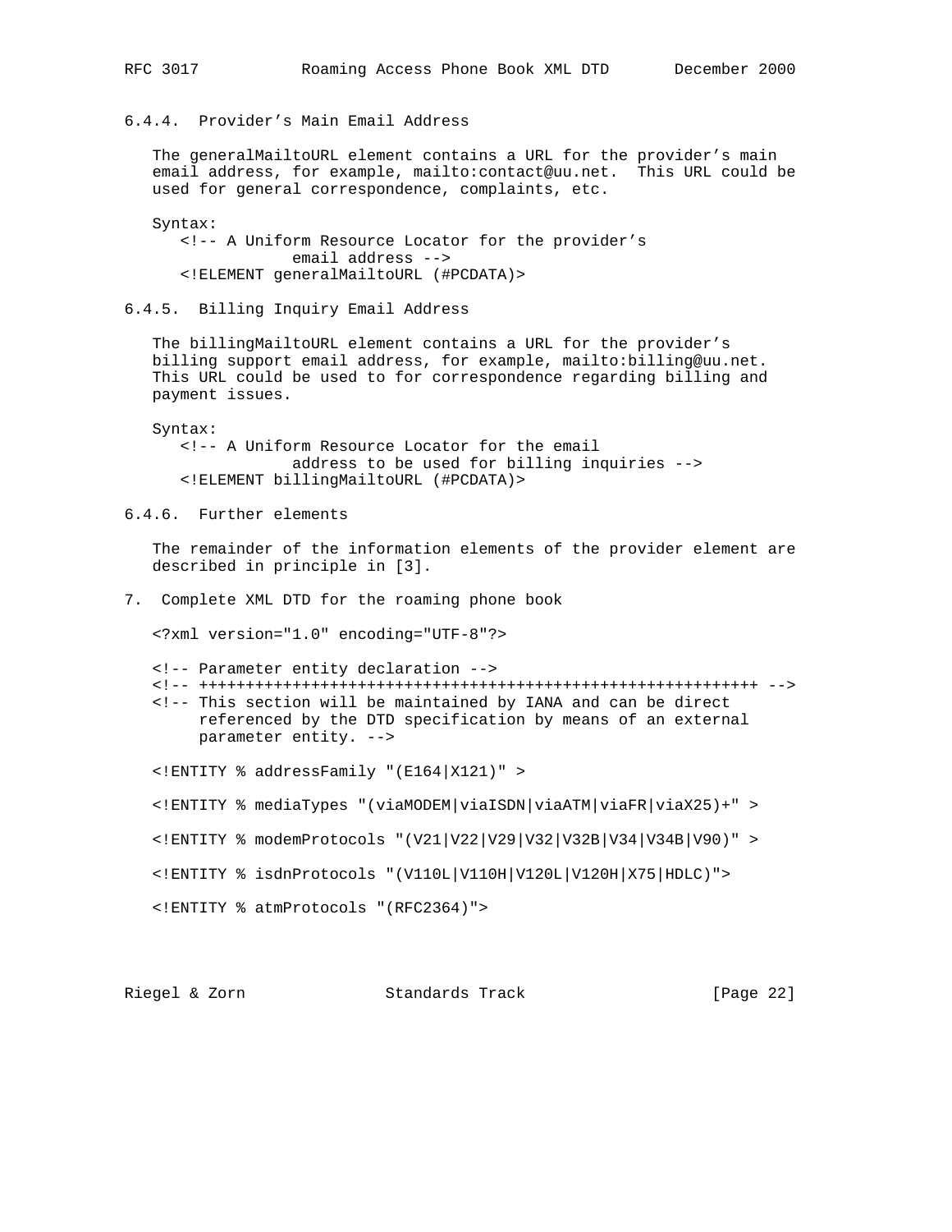### 6.4.4. Provider’s Main Email Address

The generalMailtoURL element contains a URL for the provider’s main email address, for example, mailto:contact@uu.net. This URL could be used for general correspondence, complaints, etc.

Syntax:

```
<!-- A Uniform Resource Locator for the provider’s
            email address -->
<!ELEMENT generalMailtoURL (#PCDATA)>
```

### 6.4.5. Billing Inquiry Email Address

The billingMailtoURL element contains a URL for the provider’s billing support email address, for example, mailto:billing@uu.net. This URL could be used to for correspondence regarding billing and payment issues.

Syntax:

```
<!-- A Uniform Resource Locator for the email
            address to be used for billing inquiries -->
<!ELEMENT billingMailtoURL (#PCDATA)>
```

### 6.4.6. Further elements

The remainder of the information elements of the provider element are described in principle in [3].

## 7. Complete XML DTD for the roaming phone book

```
<?xml version="1.0" encoding="UTF-8"?>

<!-- Parameter entity declaration -->
<!-- +++++++++++++++++++++++++++++++++++++++++++++++++++++++++++++ -->
<!-- This section will be maintained by IANA and can be direct
     referenced by the DTD specification by means of an external
     parameter entity. -->

<!ENTITY % addressFamily "(E164|X121)" >

<!ENTITY % mediaTypes "(viaMODEM|viaISDN|viaATM|viaFR|viaX25)+" >

<!ENTITY % modemProtocols "(V21|V22|V29|V32|V32B|V34|V34B|V90)" >

<!ENTITY % isdnProtocols "(V110L|V110H|V120L|V120H|X75|HDLC)">

<!ENTITY % atmProtocols "(RFC2364)">
```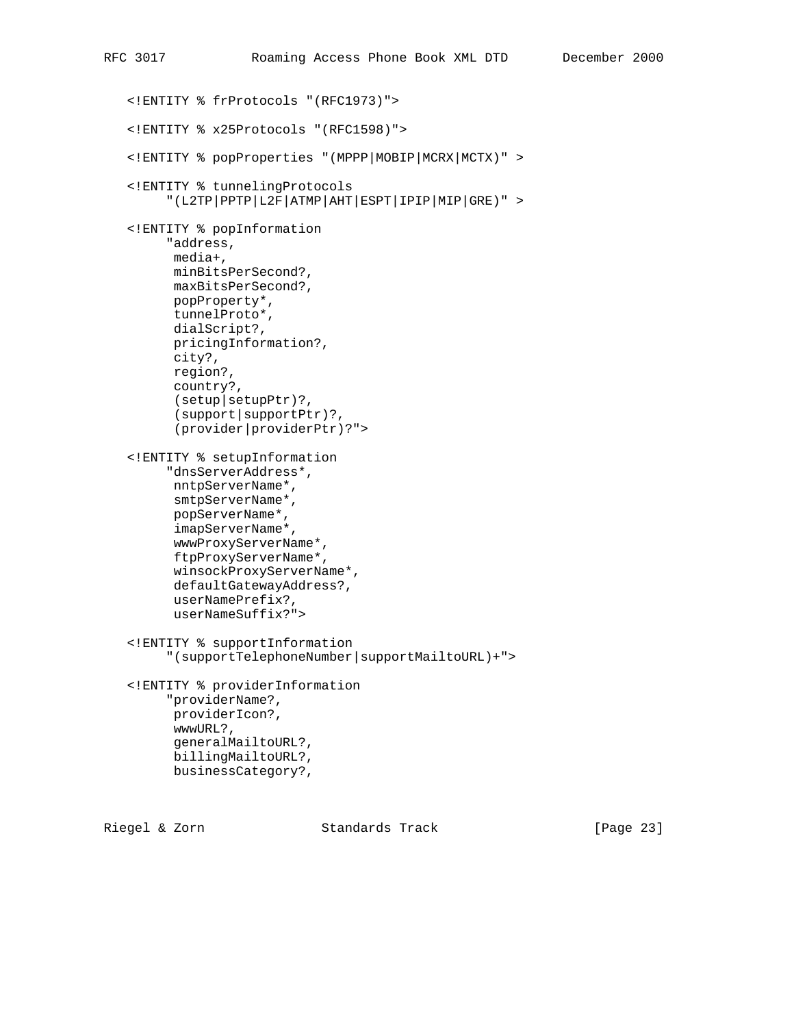```
   <!ENTITY % frProtocols "(RFC1973)">

   <!ENTITY % x25Protocols "(RFC1598)">

   <!ENTITY % popProperties "(MPPP|MOBIP|MCRX|MCTX)" >

   <!ENTITY % tunnelingProtocols
        "(L2TP|PPTP|L2F|ATMP|AHT|ESPT|IPIP|MIP|GRE)" >

   <!ENTITY % popInformation
        "address,
         media+,
         minBitsPerSecond?,
         maxBitsPerSecond?,
         popProperty*,
         tunnelProto*,
         dialScript?,
         pricingInformation?,
         city?,
         region?,
         country?,
         (setup|setupPtr)?,
         (support|supportPtr)?,
         (provider|providerPtr)?">

   <!ENTITY % setupInformation
        "dnsServerAddress*,
         nntpServerName*,
         smtpServerName*,
         popServerName*,
         imapServerName*,
         wwwProxyServerName*,
         ftpProxyServerName*,
         winsockProxyServerName*,
         defaultGatewayAddress?,
         userNamePrefix?,
         userNameSuffix?">

   <!ENTITY % supportInformation
        "(supportTelephoneNumber|supportMailtoURL)+">

   <!ENTITY % providerInformation
        "providerName?,
         providerIcon?,
         wwwURL?,
         generalMailtoURL?,
         billingMailtoURL?,
         businessCategory?,
```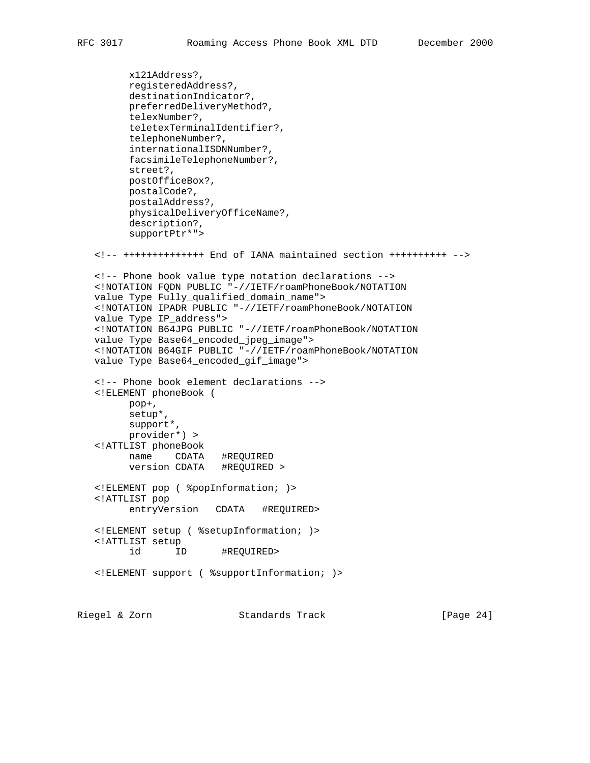```
      x121Address?,
      registeredAddress?,
      destinationIndicator?,
      preferredDeliveryMethod?,
      telexNumber?,
      teletexTerminalIdentifier?,
      telephoneNumber?,
      internationalISDNNumber?,
      facsimileTelephoneNumber?,
      street?,
      postOfficeBox?,
      postalCode?,
      postalAddress?,
      physicalDeliveryOfficeName?,
      description?,
      supportPtr*">

<!-- ++++++++++++++ End of IANA maintained section ++++++++++ -->

<!-- Phone book value type notation declarations -->
<!NOTATION FQDN PUBLIC "-//IETF/roamPhoneBook/NOTATION
value Type Fully_qualified_domain_name">
<!NOTATION IPADR PUBLIC "-//IETF/roamPhoneBook/NOTATION
value Type IP_address">
<!NOTATION B64JPG PUBLIC "-//IETF/roamPhoneBook/NOTATION
value Type Base64_encoded_jpeg_image">
<!NOTATION B64GIF PUBLIC "-//IETF/roamPhoneBook/NOTATION
value Type Base64_encoded_gif_image">

<!-- Phone book element declarations -->
<!ELEMENT phoneBook (
      pop+,
      setup*,
      support*,
      provider*) >
<!ATTLIST phoneBook
      name    CDATA   #REQUIRED
      version CDATA   #REQUIRED >

<!ELEMENT pop ( %popInformation; )>
<!ATTLIST pop
      entryVersion   CDATA   #REQUIRED>

<!ELEMENT setup ( %setupInformation; )>
<!ATTLIST setup
      id      ID      #REQUIRED>

<!ELEMENT support ( %supportInformation; )>
```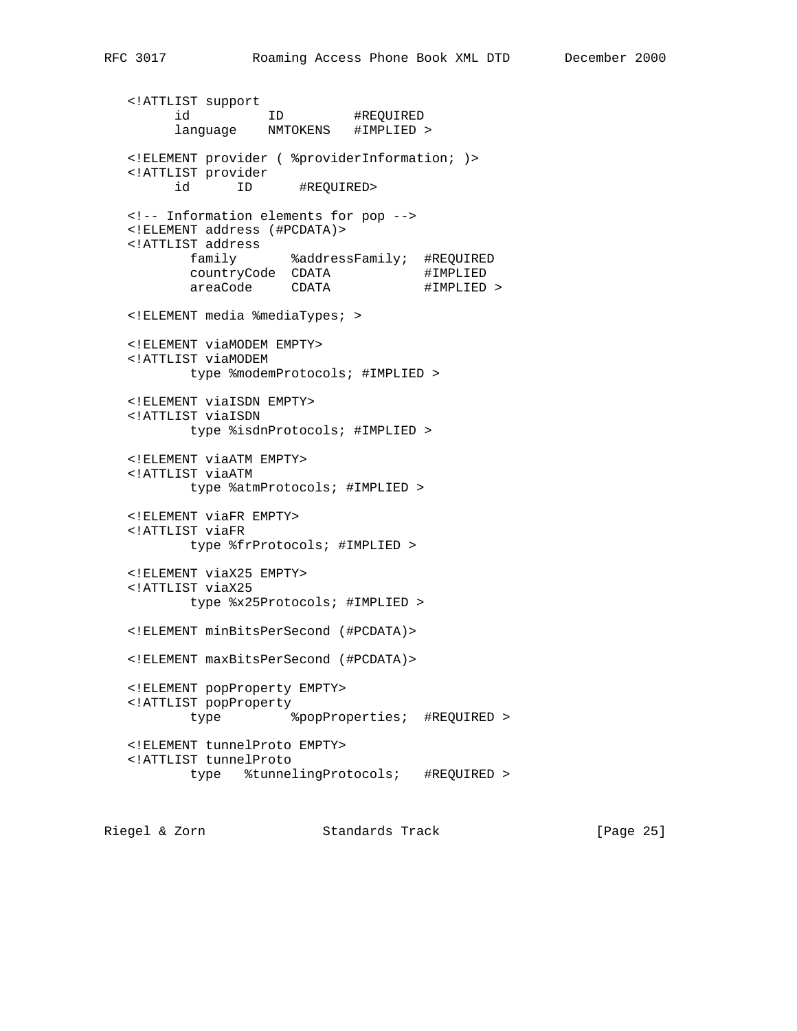```
   <!ATTLIST support
         id          ID         #REQUIRED
         language    NMTOKENS   #IMPLIED >

   <!ELEMENT provider ( %providerInformation; )>
   <!ATTLIST provider
         id      ID      #REQUIRED>

   <!-- Information elements for pop -->
   <!ELEMENT address (#PCDATA)>
   <!ATTLIST address
           family       %addressFamily;  #REQUIRED
           countryCode  CDATA            #IMPLIED
           areaCode     CDATA            #IMPLIED >

   <!ELEMENT media %mediaTypes; >

   <!ELEMENT viaMODEM EMPTY>
   <!ATTLIST viaMODEM
           type %modemProtocols; #IMPLIED >

   <!ELEMENT viaISDN EMPTY>
   <!ATTLIST viaISDN
           type %isdnProtocols; #IMPLIED >

   <!ELEMENT viaATM EMPTY>
   <!ATTLIST viaATM
           type %atmProtocols; #IMPLIED >

   <!ELEMENT viaFR EMPTY>
   <!ATTLIST viaFR
           type %frProtocols; #IMPLIED >

   <!ELEMENT viaX25 EMPTY>
   <!ATTLIST viaX25
           type %x25Protocols; #IMPLIED >

   <!ELEMENT minBitsPerSecond (#PCDATA)>

   <!ELEMENT maxBitsPerSecond (#PCDATA)>

   <!ELEMENT popProperty EMPTY>
   <!ATTLIST popProperty
           type         %popProperties;  #REQUIRED >

   <!ELEMENT tunnelProto EMPTY>
   <!ATTLIST tunnelProto
           type   %tunnelingProtocols;   #REQUIRED >
```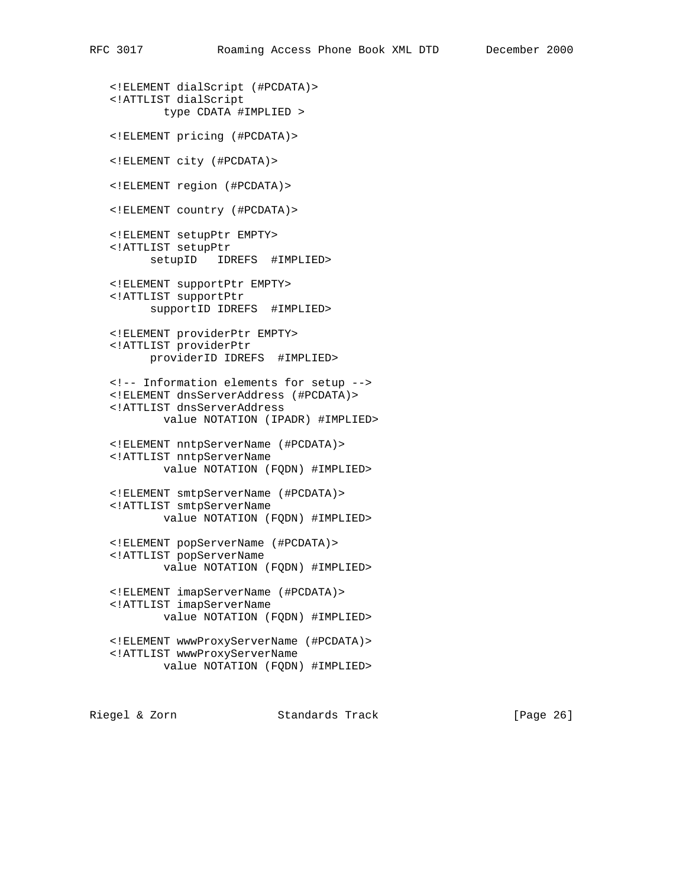```
   <!ELEMENT dialScript (#PCDATA)>
   <!ATTLIST dialScript
           type CDATA #IMPLIED >

   <!ELEMENT pricing (#PCDATA)>

   <!ELEMENT city (#PCDATA)>

   <!ELEMENT region (#PCDATA)>

   <!ELEMENT country (#PCDATA)>

   <!ELEMENT setupPtr EMPTY>
   <!ATTLIST setupPtr
         setupID   IDREFS  #IMPLIED>

   <!ELEMENT supportPtr EMPTY>
   <!ATTLIST supportPtr
         supportID IDREFS  #IMPLIED>

   <!ELEMENT providerPtr EMPTY>
   <!ATTLIST providerPtr
         providerID IDREFS  #IMPLIED>

   <!-- Information elements for setup -->
   <!ELEMENT dnsServerAddress (#PCDATA)>
   <!ATTLIST dnsServerAddress
           value NOTATION (IPADR) #IMPLIED>

   <!ELEMENT nntpServerName (#PCDATA)>
   <!ATTLIST nntpServerName
           value NOTATION (FQDN) #IMPLIED>

   <!ELEMENT smtpServerName (#PCDATA)>
   <!ATTLIST smtpServerName
           value NOTATION (FQDN) #IMPLIED>

   <!ELEMENT popServerName (#PCDATA)>
   <!ATTLIST popServerName
           value NOTATION (FQDN) #IMPLIED>

   <!ELEMENT imapServerName (#PCDATA)>
   <!ATTLIST imapServerName
           value NOTATION (FQDN) #IMPLIED>

   <!ELEMENT wwwProxyServerName (#PCDATA)>
   <!ATTLIST wwwProxyServerName
           value NOTATION (FQDN) #IMPLIED>
```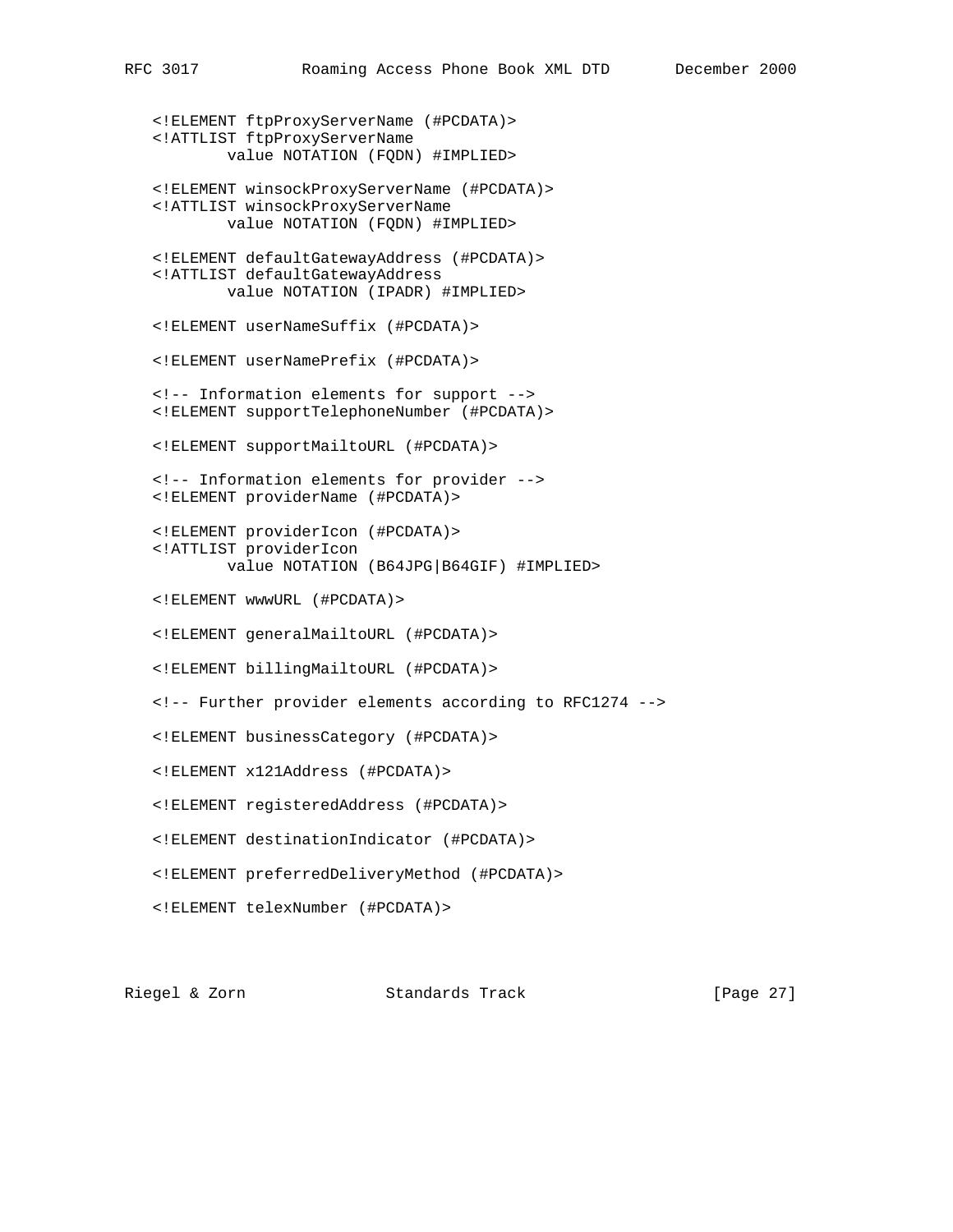```
   <!ELEMENT ftpProxyServerName (#PCDATA)>
   <!ATTLIST ftpProxyServerName
           value NOTATION (FQDN) #IMPLIED>

   <!ELEMENT winsockProxyServerName (#PCDATA)>
   <!ATTLIST winsockProxyServerName
           value NOTATION (FQDN) #IMPLIED>

   <!ELEMENT defaultGatewayAddress (#PCDATA)>
   <!ATTLIST defaultGatewayAddress
           value NOTATION (IPADR) #IMPLIED>

   <!ELEMENT userNameSuffix (#PCDATA)>

   <!ELEMENT userNamePrefix (#PCDATA)>

   <!-- Information elements for support -->
   <!ELEMENT supportTelephoneNumber (#PCDATA)>

   <!ELEMENT supportMailtoURL (#PCDATA)>

   <!-- Information elements for provider -->
   <!ELEMENT providerName (#PCDATA)>

   <!ELEMENT providerIcon (#PCDATA)>
   <!ATTLIST providerIcon
           value NOTATION (B64JPG|B64GIF) #IMPLIED>

   <!ELEMENT wwwURL (#PCDATA)>

   <!ELEMENT generalMailtoURL (#PCDATA)>

   <!ELEMENT billingMailtoURL (#PCDATA)>

   <!-- Further provider elements according to RFC1274 -->

   <!ELEMENT businessCategory (#PCDATA)>

   <!ELEMENT x121Address (#PCDATA)>

   <!ELEMENT registeredAddress (#PCDATA)>

   <!ELEMENT destinationIndicator (#PCDATA)>

   <!ELEMENT preferredDeliveryMethod (#PCDATA)>

   <!ELEMENT telexNumber (#PCDATA)>
```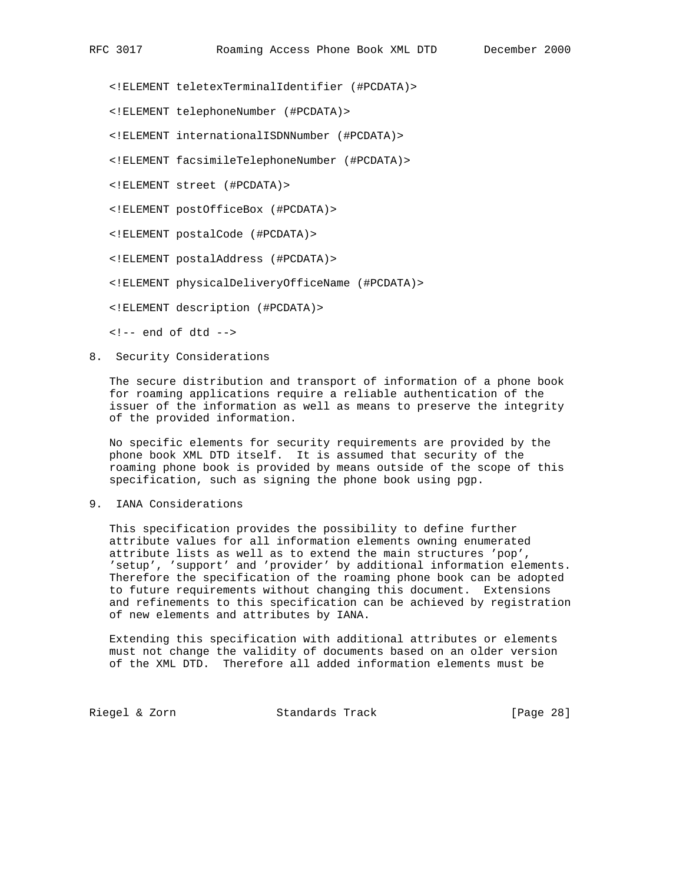```
<!ELEMENT teletexTerminalIdentifier (#PCDATA)>

<!ELEMENT telephoneNumber (#PCDATA)>

<!ELEMENT internationalISDNNumber (#PCDATA)>

<!ELEMENT facsimileTelephoneNumber (#PCDATA)>

<!ELEMENT street (#PCDATA)>

<!ELEMENT postOfficeBox (#PCDATA)>

<!ELEMENT postalCode (#PCDATA)>

<!ELEMENT postalAddress (#PCDATA)>

<!ELEMENT physicalDeliveryOfficeName (#PCDATA)>

<!ELEMENT description (#PCDATA)>

<!-- end of dtd -->
```

## 8. Security Considerations

The secure distribution and transport of information of a phone book for roaming applications require a reliable authentication of the issuer of the information as well as means to preserve the integrity of the provided information.

No specific elements for security requirements are provided by the phone book XML DTD itself. It is assumed that security of the roaming phone book is provided by means outside of the scope of this specification, such as signing the phone book using pgp.

## 9. IANA Considerations

This specification provides the possibility to define further attribute values for all information elements owning enumerated attribute lists as well as to extend the main structures 'pop', 'setup', 'support' and 'provider' by additional information elements. Therefore the specification of the roaming phone book can be adopted to future requirements without changing this document. Extensions and refinements to this specification can be achieved by registration of new elements and attributes by IANA.

Extending this specification with additional attributes or elements must not change the validity of documents based on an older version of the XML DTD. Therefore all added information elements must be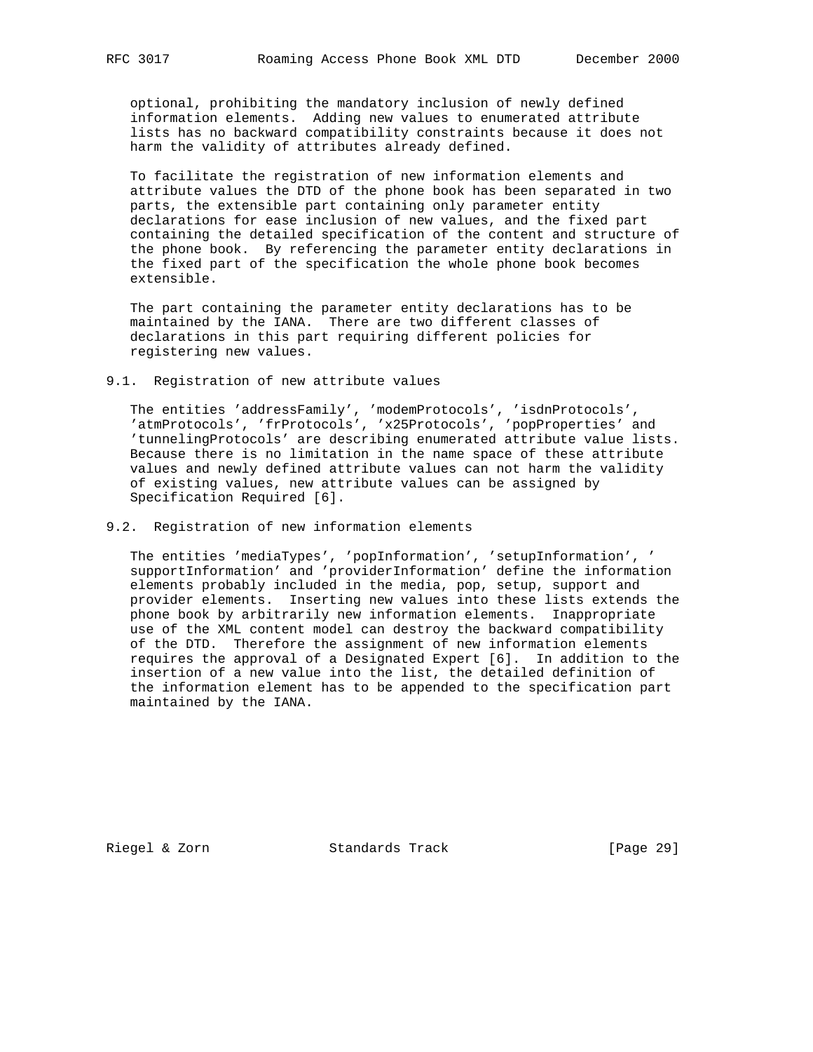optional, prohibiting the mandatory inclusion of newly defined information elements. Adding new values to enumerated attribute lists has no backward compatibility constraints because it does not harm the validity of attributes already defined.

To facilitate the registration of new information elements and attribute values the DTD of the phone book has been separated in two parts, the extensible part containing only parameter entity declarations for ease inclusion of new values, and the fixed part containing the detailed specification of the content and structure of the phone book. By referencing the parameter entity declarations in the fixed part of the specification the whole phone book becomes extensible.

The part containing the parameter entity declarations has to be maintained by the IANA. There are two different classes of declarations in this part requiring different policies for registering new values.

## 9.1. Registration of new attribute values

The entities 'addressFamily', 'modemProtocols', 'isdnProtocols', 'atmProtocols', 'frProtocols', 'x25Protocols', 'popProperties' and 'tunnelingProtocols' are describing enumerated attribute value lists. Because there is no limitation in the name space of these attribute values and newly defined attribute values can not harm the validity of existing values, new attribute values can be assigned by Specification Required [6].

## 9.2. Registration of new information elements

The entities 'mediaTypes', 'popInformation', 'setupInformation', ' supportInformation' and 'providerInformation' define the information elements probably included in the media, pop, setup, support and provider elements. Inserting new values into these lists extends the phone book by arbitrarily new information elements. Inappropriate use of the XML content model can destroy the backward compatibility of the DTD. Therefore the assignment of new information elements requires the approval of a Designated Expert [6]. In addition to the insertion of a new value into the list, the detailed definition of the information element has to be appended to the specification part maintained by the IANA.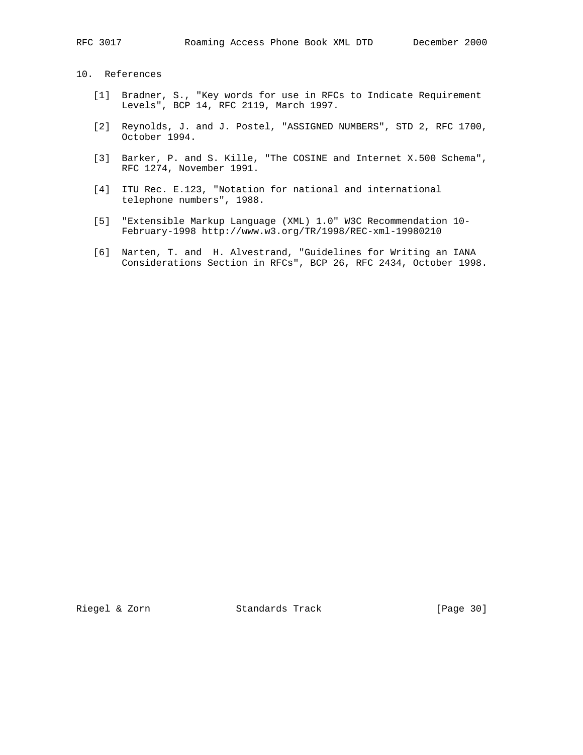## 10. References

[1] Bradner, S., "Key words for use in RFCs to Indicate Requirement Levels", BCP 14, RFC 2119, March 1997.

[2] Reynolds, J. and J. Postel, "ASSIGNED NUMBERS", STD 2, RFC 1700, October 1994.

[3] Barker, P. and S. Kille, "The COSINE and Internet X.500 Schema", RFC 1274, November 1991.

[4] ITU Rec. E.123, "Notation for national and international telephone numbers", 1988.

[5] "Extensible Markup Language (XML) 1.0" W3C Recommendation 10-February-1998 http://www.w3.org/TR/1998/REC-xml-19980210

[6] Narten, T. and H. Alvestrand, "Guidelines for Writing an IANA Considerations Section in RFCs", BCP 26, RFC 2434, October 1998.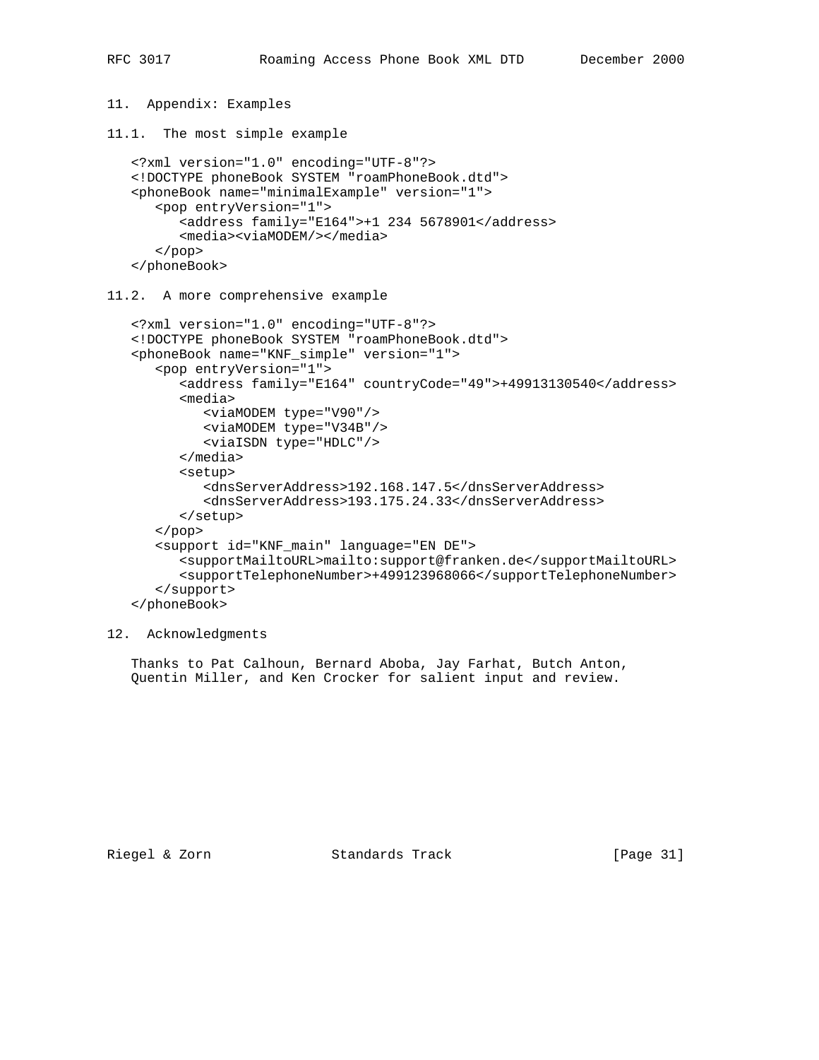## 11. Appendix: Examples

### 11.1. The most simple example

```
<?xml version="1.0" encoding="UTF-8"?>
<!DOCTYPE phoneBook SYSTEM "roamPhoneBook.dtd">
<phoneBook name="minimalExample" version="1">
   <pop entryVersion="1">
      <address family="E164">+1 234 5678901</address>
      <media><viaMODEM/></media>
   </pop>
</phoneBook>
```

### 11.2. A more comprehensive example

```
<?xml version="1.0" encoding="UTF-8"?>
<!DOCTYPE phoneBook SYSTEM "roamPhoneBook.dtd">
<phoneBook name="KNF_simple" version="1">
   <pop entryVersion="1">
      <address family="E164" countryCode="49">+49913130540</address>
      <media>
         <viaMODEM type="V90"/>
         <viaMODEM type="V34B"/>
         <viaISDN type="HDLC"/>
      </media>
      <setup>
         <dnsServerAddress>192.168.147.5</dnsServerAddress>
         <dnsServerAddress>193.175.24.33</dnsServerAddress>
      </setup>
   </pop>
   <support id="KNF_main" language="EN DE">
      <supportMailtoURL>mailto:support@franken.de</supportMailtoURL>
      <supportTelephoneNumber>+499123968066</supportTelephoneNumber>
   </support>
</phoneBook>
```

## 12. Acknowledgments

Thanks to Pat Calhoun, Bernard Aboba, Jay Farhat, Butch Anton, Quentin Miller, and Ken Crocker for salient input and review.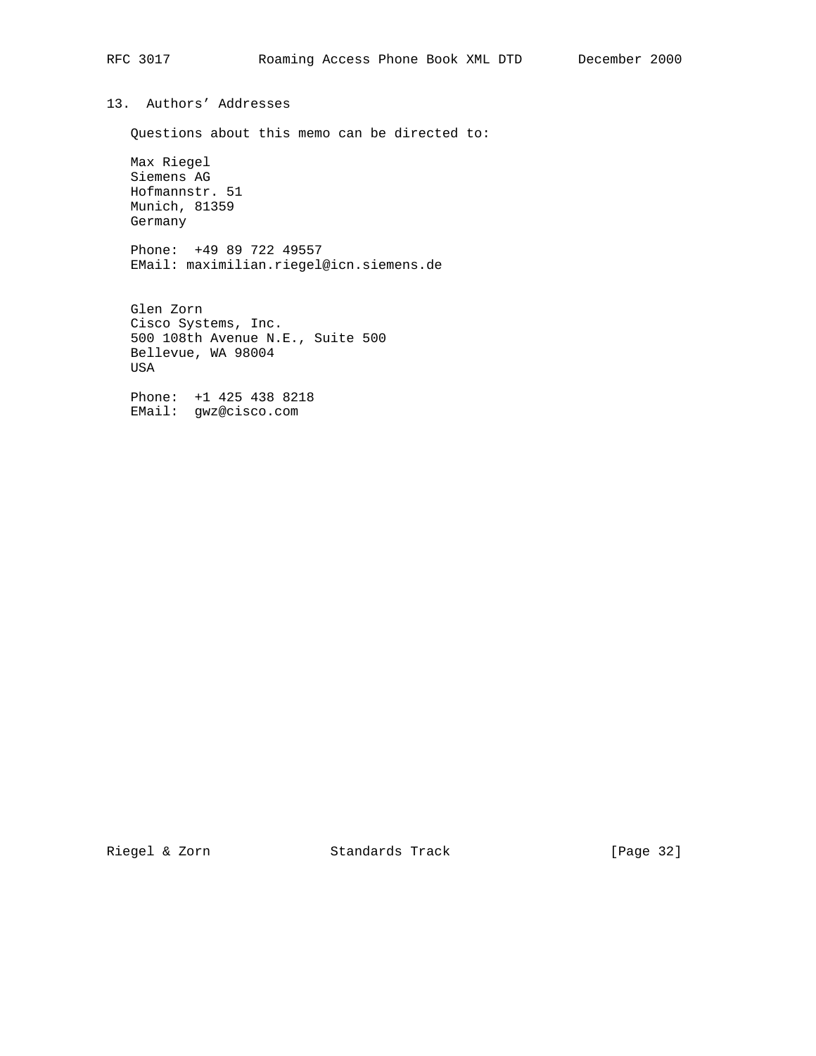## 13. Authors' Addresses

Questions about this memo can be directed to:

Max Riegel  
Siemens AG  
Hofmannstr. 51  
Munich, 81359  
Germany

Phone: +49 89 722 49557  
EMail: maximilian.riegel@icn.siemens.de

Glen Zorn  
Cisco Systems, Inc.  
500 108th Avenue N.E., Suite 500  
Bellevue, WA 98004  
USA

Phone: +1 425 438 8218  
EMail: gwz@cisco.com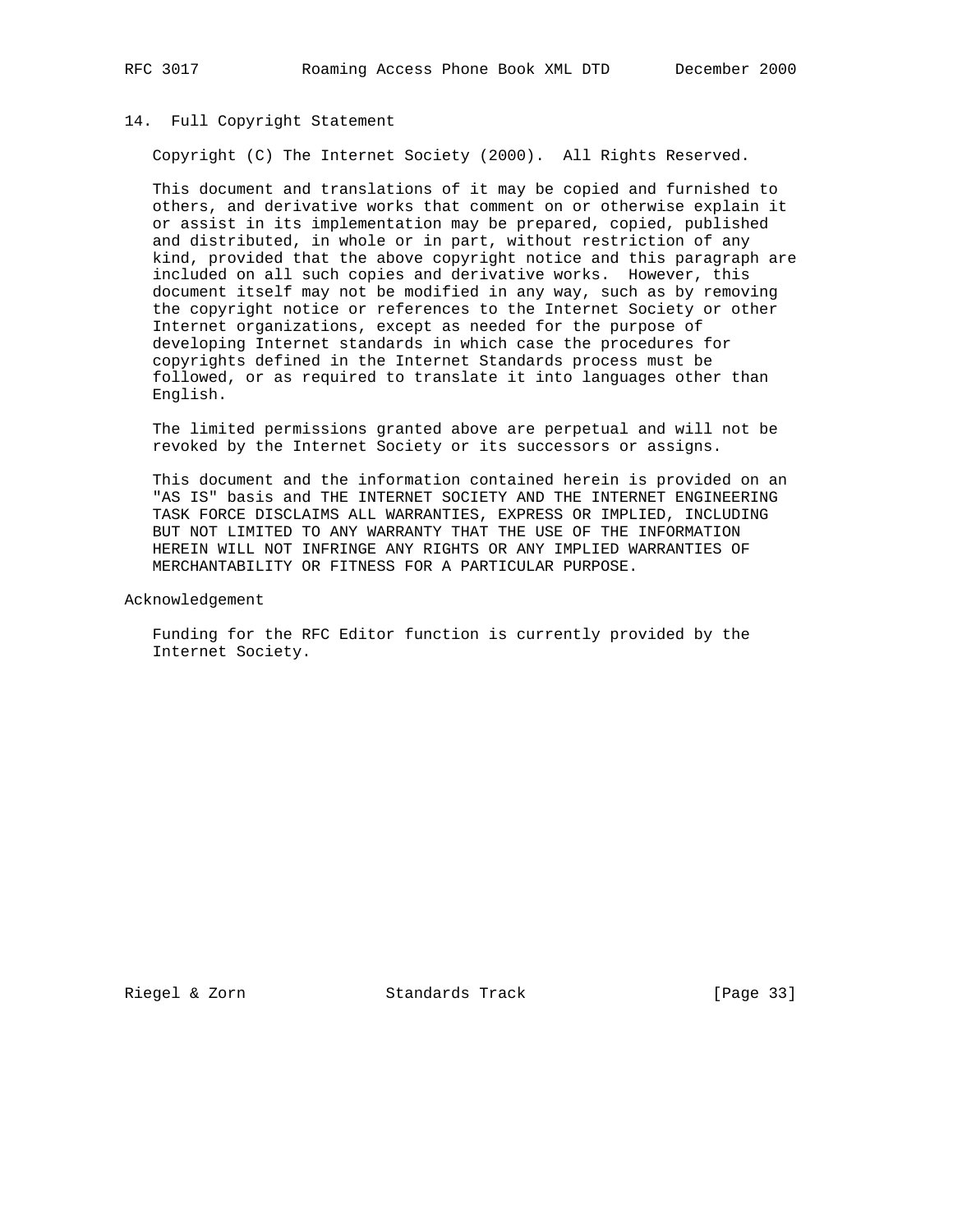## 14. Full Copyright Statement

Copyright (C) The Internet Society (2000). All Rights Reserved.

This document and translations of it may be copied and furnished to others, and derivative works that comment on or otherwise explain it or assist in its implementation may be prepared, copied, published and distributed, in whole or in part, without restriction of any kind, provided that the above copyright notice and this paragraph are included on all such copies and derivative works. However, this document itself may not be modified in any way, such as by removing the copyright notice or references to the Internet Society or other Internet organizations, except as needed for the purpose of developing Internet standards in which case the procedures for copyrights defined in the Internet Standards process must be followed, or as required to translate it into languages other than English.

The limited permissions granted above are perpetual and will not be revoked by the Internet Society or its successors or assigns.

This document and the information contained herein is provided on an "AS IS" basis and THE INTERNET SOCIETY AND THE INTERNET ENGINEERING TASK FORCE DISCLAIMS ALL WARRANTIES, EXPRESS OR IMPLIED, INCLUDING BUT NOT LIMITED TO ANY WARRANTY THAT THE USE OF THE INFORMATION HEREIN WILL NOT INFRINGE ANY RIGHTS OR ANY IMPLIED WARRANTIES OF MERCHANTABILITY OR FITNESS FOR A PARTICULAR PURPOSE.

## Acknowledgement

Funding for the RFC Editor function is currently provided by the Internet Society.